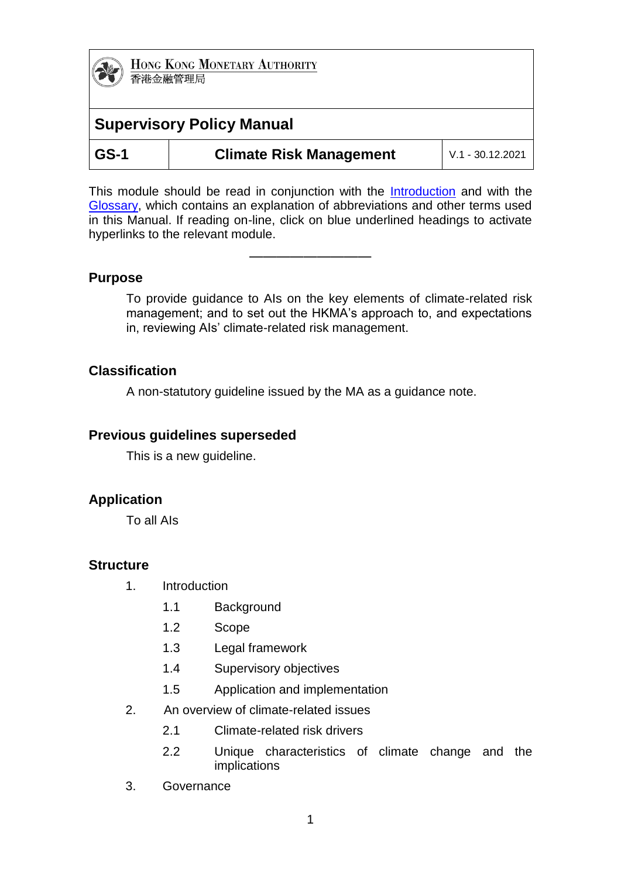HONG KONG MONETARY AUTHORITY
香港金融管理局

# Supervisory Policy Manual

| GS-1 | Climate Risk Management | V.1 - 30.12.2021 |
| --- | --- | --- |

This module should be read in conjunction with the Introduction and with the Glossary, which contains an explanation of abbreviations and other terms used in this Manual. If reading on-line, click on blue underlined headings to activate hyperlinks to the relevant module.

---

## Purpose

To provide guidance to AIs on the key elements of climate-related risk management; and to set out the HKMA's approach to, and expectations in, reviewing AIs' climate-related risk management.

## Classification

A non-statutory guideline issued by the MA as a guidance note.

## Previous guidelines superseded

This is a new guideline.

## Application

To all AIs

## Structure

1. Introduction
   - 1.1 Background
   - 1.2 Scope
   - 1.3 Legal framework
   - 1.4 Supervisory objectives
   - 1.5 Application and implementation
2. An overview of climate-related issues
   - 2.1 Climate-related risk drivers
   - 2.2 Unique characteristics of climate change and the implications
3. Governance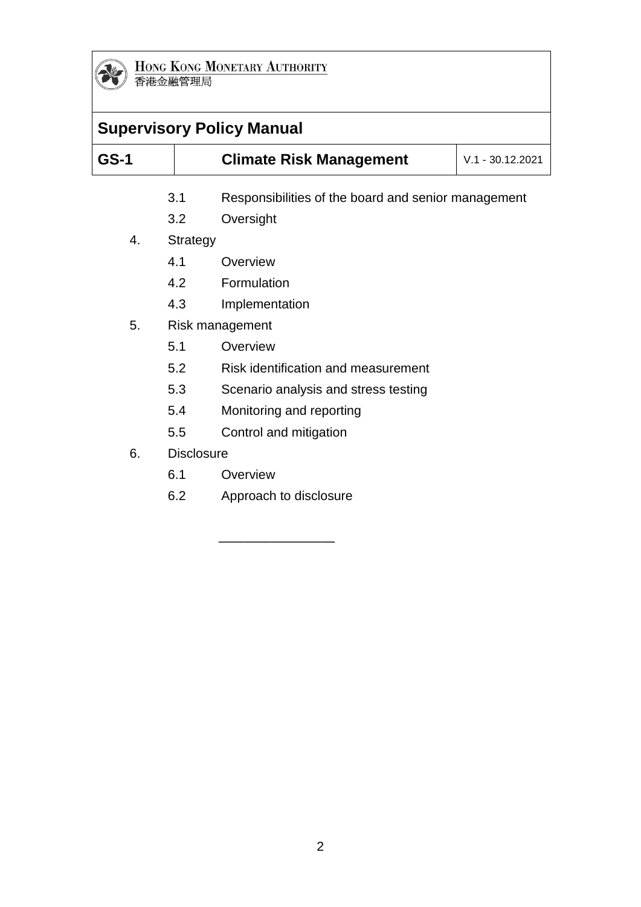3.1 Responsibilities of the board and senior management

3.2 Oversight

4. Strategy

   4.1 Overview

   4.2 Formulation

   4.3 Implementation

5. Risk management

   5.1 Overview

   5.2 Risk identification and measurement

   5.3 Scenario analysis and stress testing

   5.4 Monitoring and reporting

   5.5 Control and mitigation

6. Disclosure

   6.1 Overview

   6.2 Approach to disclosure

---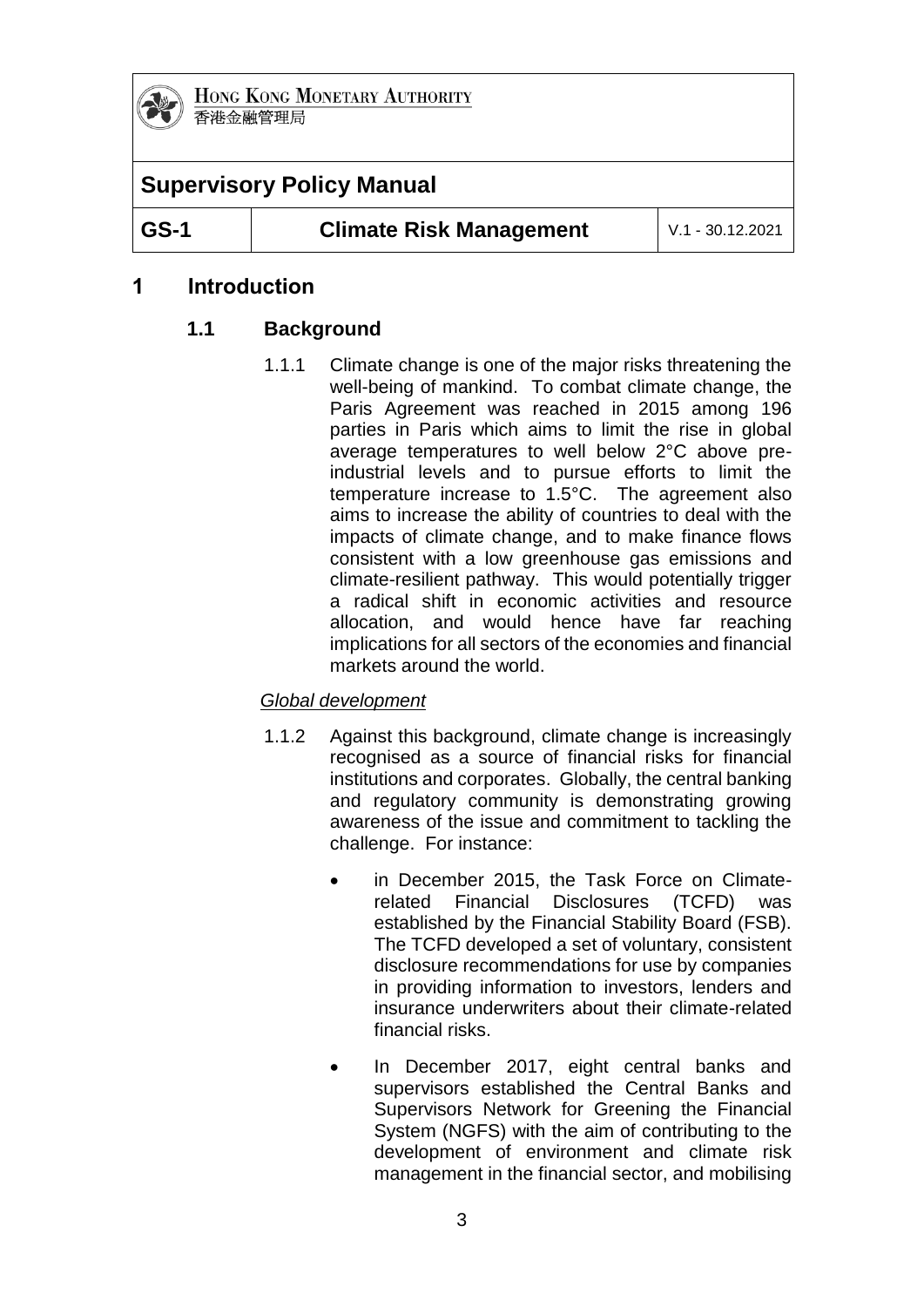# 1 Introduction

## 1.1 Background

1.1.1 Climate change is one of the major risks threatening the well-being of mankind. To combat climate change, the Paris Agreement was reached in 2015 among 196 parties in Paris which aims to limit the rise in global average temperatures to well below 2°C above pre-industrial levels and to pursue efforts to limit the temperature increase to 1.5°C. The agreement also aims to increase the ability of countries to deal with the impacts of climate change, and to make finance flows consistent with a low greenhouse gas emissions and climate-resilient pathway. This would potentially trigger a radical shift in economic activities and resource allocation, and would hence have far reaching implications for all sectors of the economies and financial markets around the world.

*Global development*

1.1.2 Against this background, climate change is increasingly recognised as a source of financial risks for financial institutions and corporates. Globally, the central banking and regulatory community is demonstrating growing awareness of the issue and commitment to tackling the challenge. For instance:

- in December 2015, the Task Force on Climate-related Financial Disclosures (TCFD) was established by the Financial Stability Board (FSB). The TCFD developed a set of voluntary, consistent disclosure recommendations for use by companies in providing information to investors, lenders and insurance underwriters about their climate-related financial risks.
- In December 2017, eight central banks and supervisors established the Central Banks and Supervisors Network for Greening the Financial System (NGFS) with the aim of contributing to the development of environment and climate risk management in the financial sector, and mobilising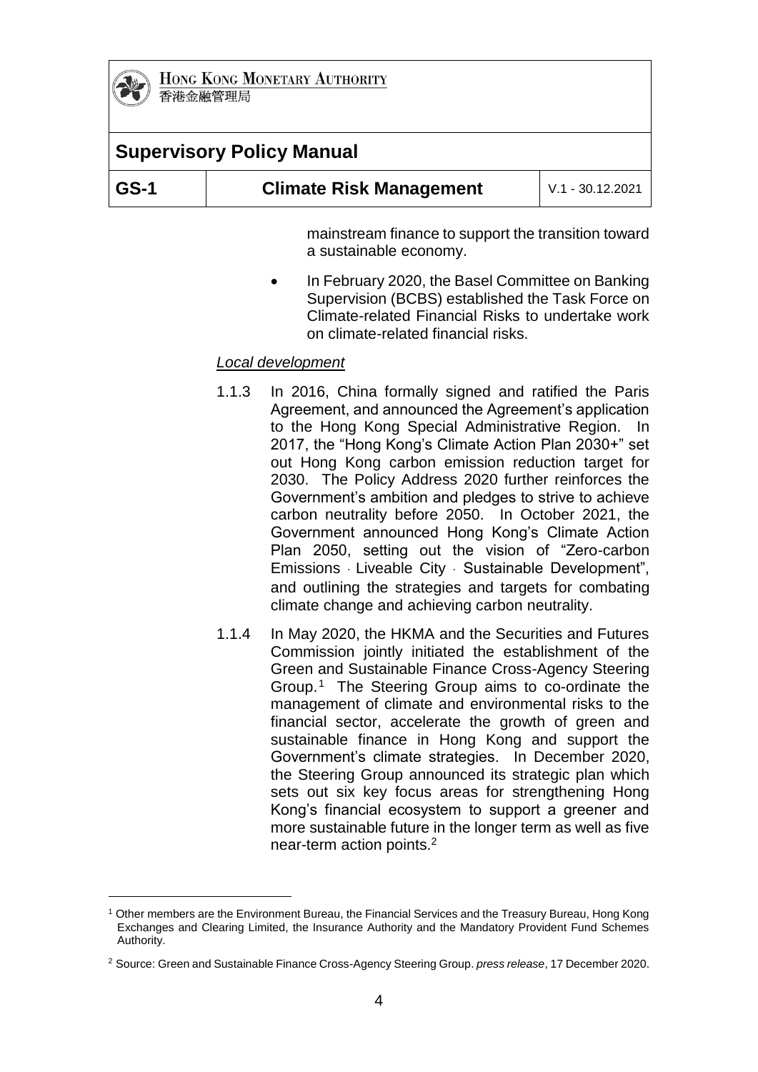mainstream finance to support the transition toward a sustainable economy.

- In February 2020, the Basel Committee on Banking Supervision (BCBS) established the Task Force on Climate-related Financial Risks to undertake work on climate-related financial risks.

*Local development*

1.1.3 In 2016, China formally signed and ratified the Paris Agreement, and announced the Agreement's application to the Hong Kong Special Administrative Region. In 2017, the "Hong Kong's Climate Action Plan 2030+" set out Hong Kong carbon emission reduction target for 2030. The Policy Address 2020 further reinforces the Government's ambition and pledges to strive to achieve carbon neutrality before 2050. In October 2021, the Government announced Hong Kong's Climate Action Plan 2050, setting out the vision of "Zero-carbon Emissions · Liveable City · Sustainable Development", and outlining the strategies and targets for combating climate change and achieving carbon neutrality.

1.1.4 In May 2020, the HKMA and the Securities and Futures Commission jointly initiated the establishment of the Green and Sustainable Finance Cross-Agency Steering Group.[1] The Steering Group aims to co-ordinate the management of climate and environmental risks to the financial sector, accelerate the growth of green and sustainable finance in Hong Kong and support the Government's climate strategies. In December 2020, the Steering Group announced its strategic plan which sets out six key focus areas for strengthening Hong Kong's financial ecosystem to support a greener and more sustainable future in the longer term as well as five near-term action points.[2]

[1] Other members are the Environment Bureau, the Financial Services and the Treasury Bureau, Hong Kong Exchanges and Clearing Limited, the Insurance Authority and the Mandatory Provident Fund Schemes Authority.

[2] Source: Green and Sustainable Finance Cross-Agency Steering Group. *press release*, 17 December 2020.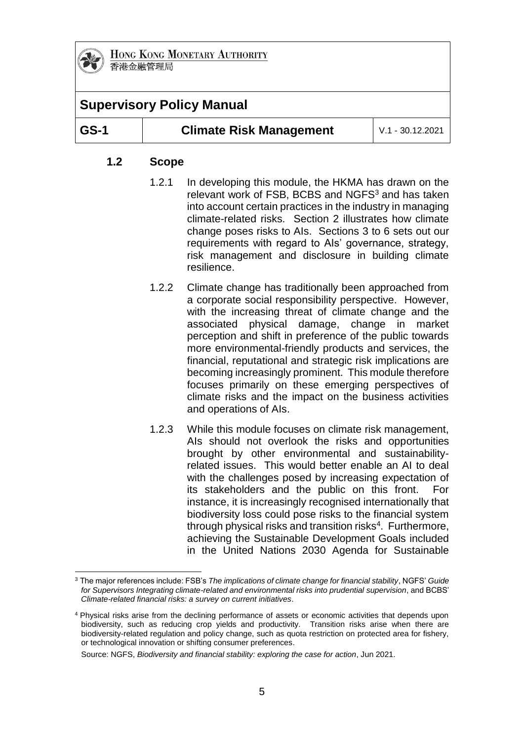## 1.2 Scope

1.2.1 In developing this module, the HKMA has drawn on the relevant work of FSB, BCBS and NGFS[3] and has taken into account certain practices in the industry in managing climate-related risks. Section 2 illustrates how climate change poses risks to AIs. Sections 3 to 6 sets out our requirements with regard to AIs' governance, strategy, risk management and disclosure in building climate resilience.

1.2.2 Climate change has traditionally been approached from a corporate social responsibility perspective. However, with the increasing threat of climate change and the associated physical damage, change in market perception and shift in preference of the public towards more environmental-friendly products and services, the financial, reputational and strategic risk implications are becoming increasingly prominent. This module therefore focuses primarily on these emerging perspectives of climate risks and the impact on the business activities and operations of AIs.

1.2.3 While this module focuses on climate risk management, AIs should not overlook the risks and opportunities brought by other environmental and sustainability-related issues. This would better enable an AI to deal with the challenges posed by increasing expectation of its stakeholders and the public on this front. For instance, it is increasingly recognised internationally that biodiversity loss could pose risks to the financial system through physical risks and transition risks[4]. Furthermore, achieving the Sustainable Development Goals included in the United Nations 2030 Agenda for Sustainable

---

[3] The major references include: FSB's *The implications of climate change for financial stability*, NGFS' *Guide for Supervisors Integrating climate-related and environmental risks into prudential supervision*, and BCBS' *Climate-related financial risks: a survey on current initiatives*.

[4] Physical risks arise from the declining performance of assets or economic activities that depends upon biodiversity, such as reducing crop yields and productivity. Transition risks arise when there are biodiversity-related regulation and policy change, such as quota restriction on protected area for fishery, or technological innovation or shifting consumer preferences.

Source: NGFS, *Biodiversity and financial stability: exploring the case for action*, Jun 2021.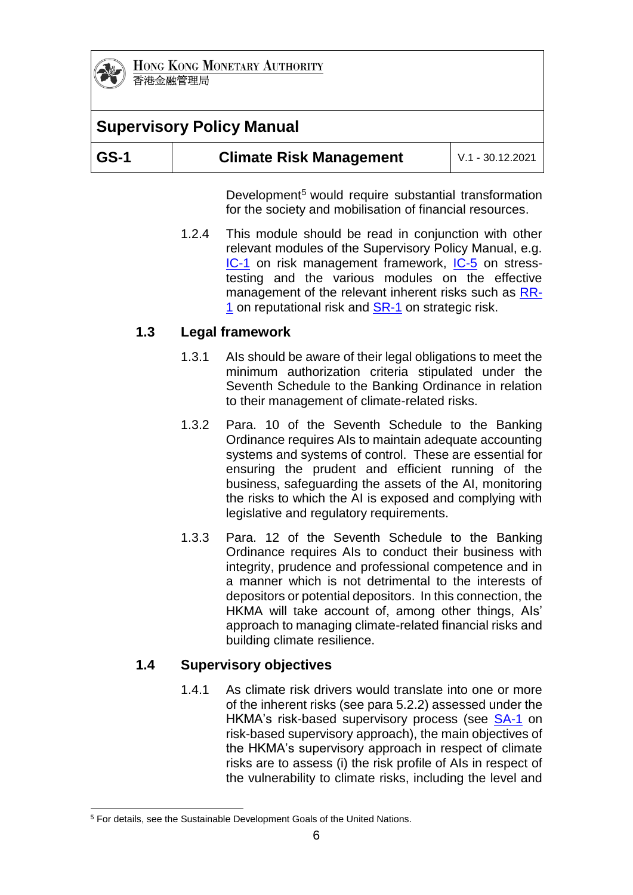Development[5] would require substantial transformation for the society and mobilisation of financial resources.

1.2.4 This module should be read in conjunction with other relevant modules of the Supervisory Policy Manual, e.g. IC-1 on risk management framework, IC-5 on stress-testing and the various modules on the effective management of the relevant inherent risks such as RR-1 on reputational risk and SR-1 on strategic risk.

## 1.3 Legal framework

1.3.1 AIs should be aware of their legal obligations to meet the minimum authorization criteria stipulated under the Seventh Schedule to the Banking Ordinance in relation to their management of climate-related risks.

1.3.2 Para. 10 of the Seventh Schedule to the Banking Ordinance requires AIs to maintain adequate accounting systems and systems of control. These are essential for ensuring the prudent and efficient running of the business, safeguarding the assets of the AI, monitoring the risks to which the AI is exposed and complying with legislative and regulatory requirements.

1.3.3 Para. 12 of the Seventh Schedule to the Banking Ordinance requires AIs to conduct their business with integrity, prudence and professional competence and in a manner which is not detrimental to the interests of depositors or potential depositors. In this connection, the HKMA will take account of, among other things, AIs' approach to managing climate-related financial risks and building climate resilience.

## 1.4 Supervisory objectives

1.4.1 As climate risk drivers would translate into one or more of the inherent risks (see para 5.2.2) assessed under the HKMA's risk-based supervisory process (see SA-1 on risk-based supervisory approach), the main objectives of the HKMA's supervisory approach in respect of climate risks are to assess (i) the risk profile of AIs in respect of the vulnerability to climate risks, including the level and

[5] For details, see the Sustainable Development Goals of the United Nations.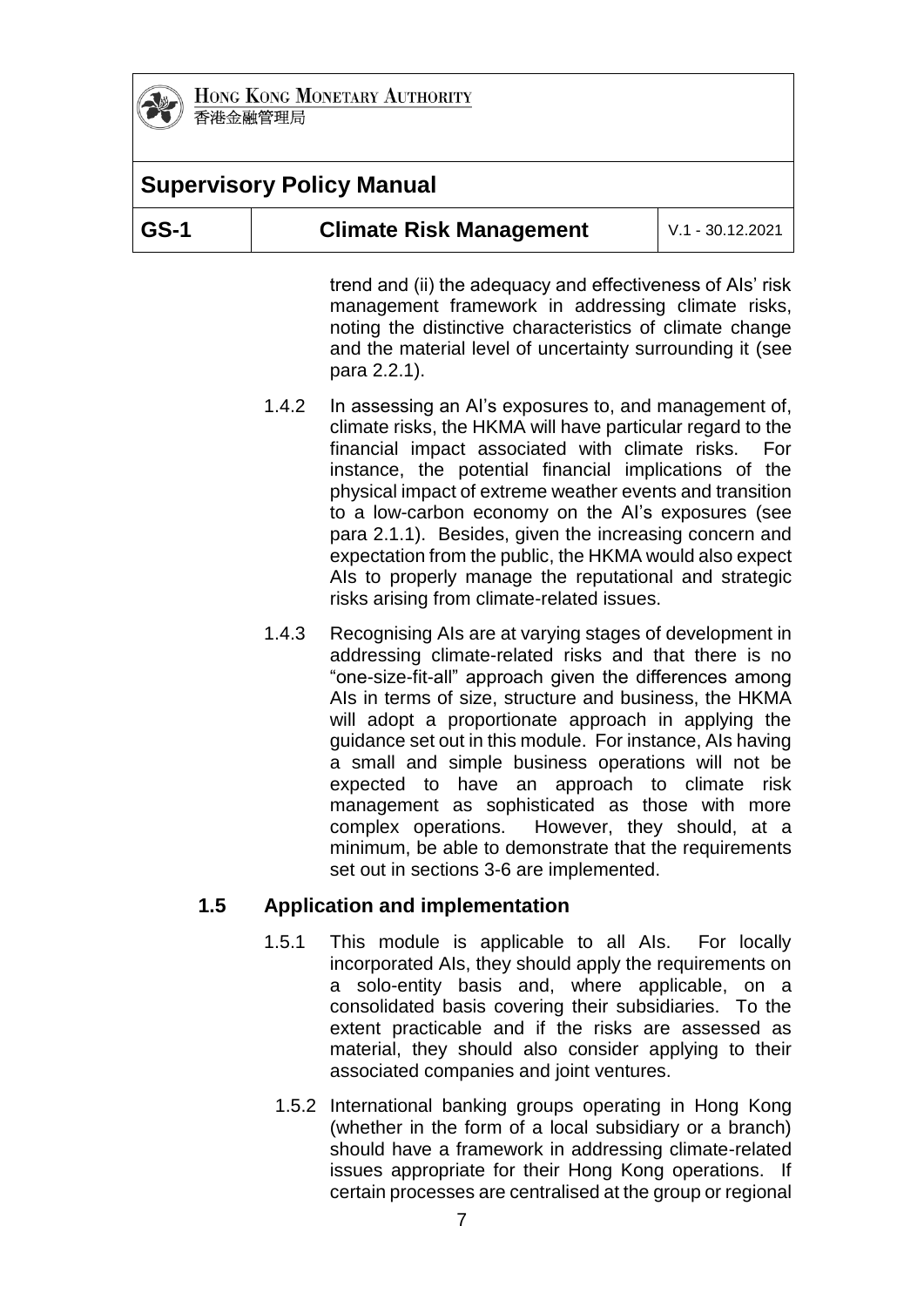trend and (ii) the adequacy and effectiveness of AIs' risk management framework in addressing climate risks, noting the distinctive characteristics of climate change and the material level of uncertainty surrounding it (see para 2.2.1).

1.4.2 In assessing an AI's exposures to, and management of, climate risks, the HKMA will have particular regard to the financial impact associated with climate risks. For instance, the potential financial implications of the physical impact of extreme weather events and transition to a low-carbon economy on the AI's exposures (see para 2.1.1). Besides, given the increasing concern and expectation from the public, the HKMA would also expect AIs to properly manage the reputational and strategic risks arising from climate-related issues.

1.4.3 Recognising AIs are at varying stages of development in addressing climate-related risks and that there is no "one-size-fit-all" approach given the differences among AIs in terms of size, structure and business, the HKMA will adopt a proportionate approach in applying the guidance set out in this module. For instance, AIs having a small and simple business operations will not be expected to have an approach to climate risk management as sophisticated as those with more complex operations. However, they should, at a minimum, be able to demonstrate that the requirements set out in sections 3-6 are implemented.

## 1.5 Application and implementation

1.5.1 This module is applicable to all AIs. For locally incorporated AIs, they should apply the requirements on a solo-entity basis and, where applicable, on a consolidated basis covering their subsidiaries. To the extent practicable and if the risks are assessed as material, they should also consider applying to their associated companies and joint ventures.

1.5.2 International banking groups operating in Hong Kong (whether in the form of a local subsidiary or a branch) should have a framework in addressing climate-related issues appropriate for their Hong Kong operations. If certain processes are centralised at the group or regional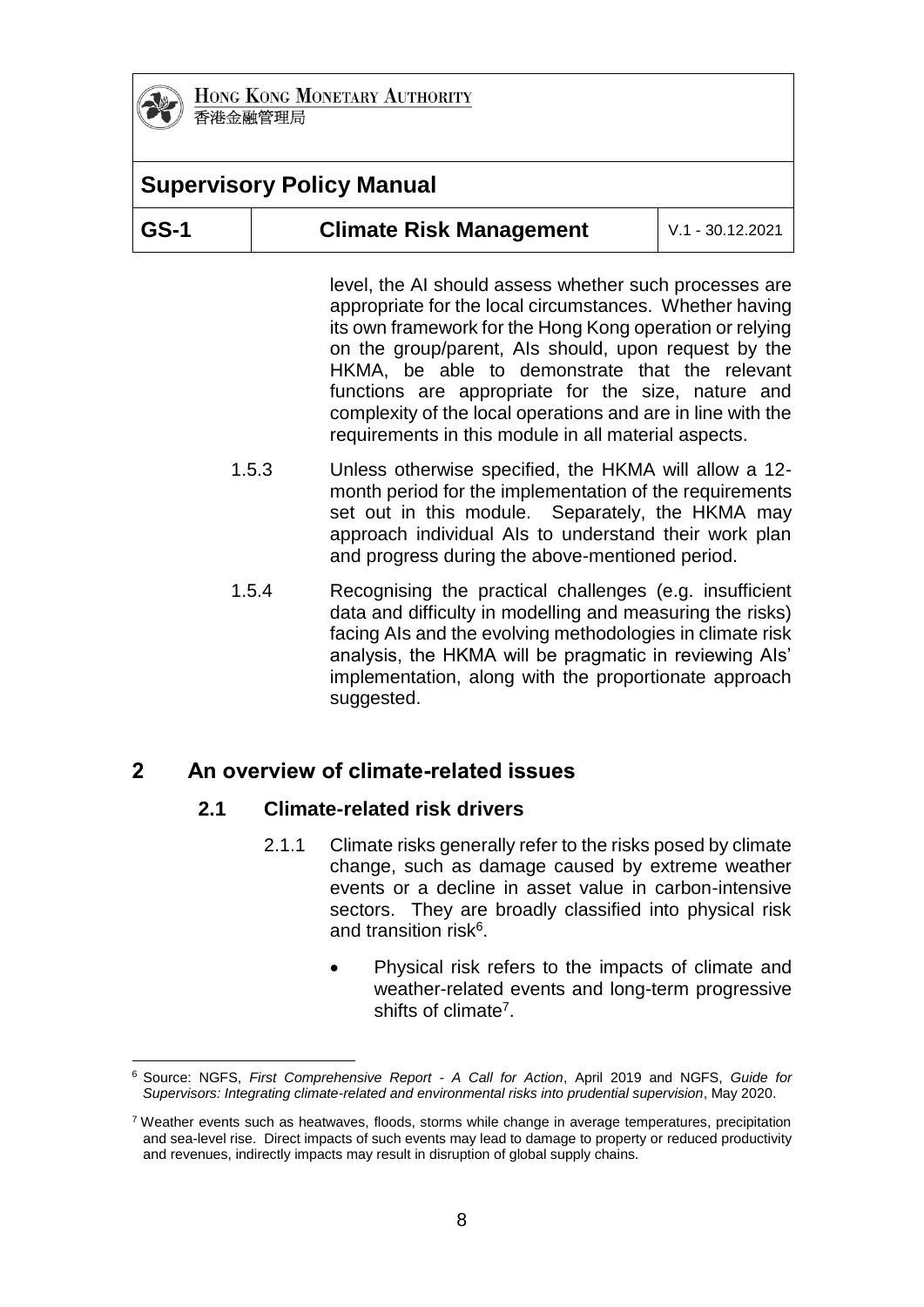level, the AI should assess whether such processes are appropriate for the local circumstances. Whether having its own framework for the Hong Kong operation or relying on the group/parent, AIs should, upon request by the HKMA, be able to demonstrate that the relevant functions are appropriate for the size, nature and complexity of the local operations and are in line with the requirements in this module in all material aspects.

1.5.3 Unless otherwise specified, the HKMA will allow a 12-month period for the implementation of the requirements set out in this module. Separately, the HKMA may approach individual AIs to understand their work plan and progress during the above-mentioned period.

1.5.4 Recognising the practical challenges (e.g. insufficient data and difficulty in modelling and measuring the risks) facing AIs and the evolving methodologies in climate risk analysis, the HKMA will be pragmatic in reviewing AIs' implementation, along with the proportionate approach suggested.

## 2 An overview of climate-related issues

### 2.1 Climate-related risk drivers

2.1.1 Climate risks generally refer to the risks posed by climate change, such as damage caused by extreme weather events or a decline in asset value in carbon-intensive sectors. They are broadly classified into physical risk and transition risk[6].

- Physical risk refers to the impacts of climate and weather-related events and long-term progressive shifts of climate[7].

---

[6] Source: NGFS, *First Comprehensive Report - A Call for Action*, April 2019 and NGFS, *Guide for Supervisors: Integrating climate-related and environmental risks into prudential supervision*, May 2020.

[7] Weather events such as heatwaves, floods, storms while change in average temperatures, precipitation and sea-level rise. Direct impacts of such events may lead to damage to property or reduced productivity and revenues, indirectly impacts may result in disruption of global supply chains.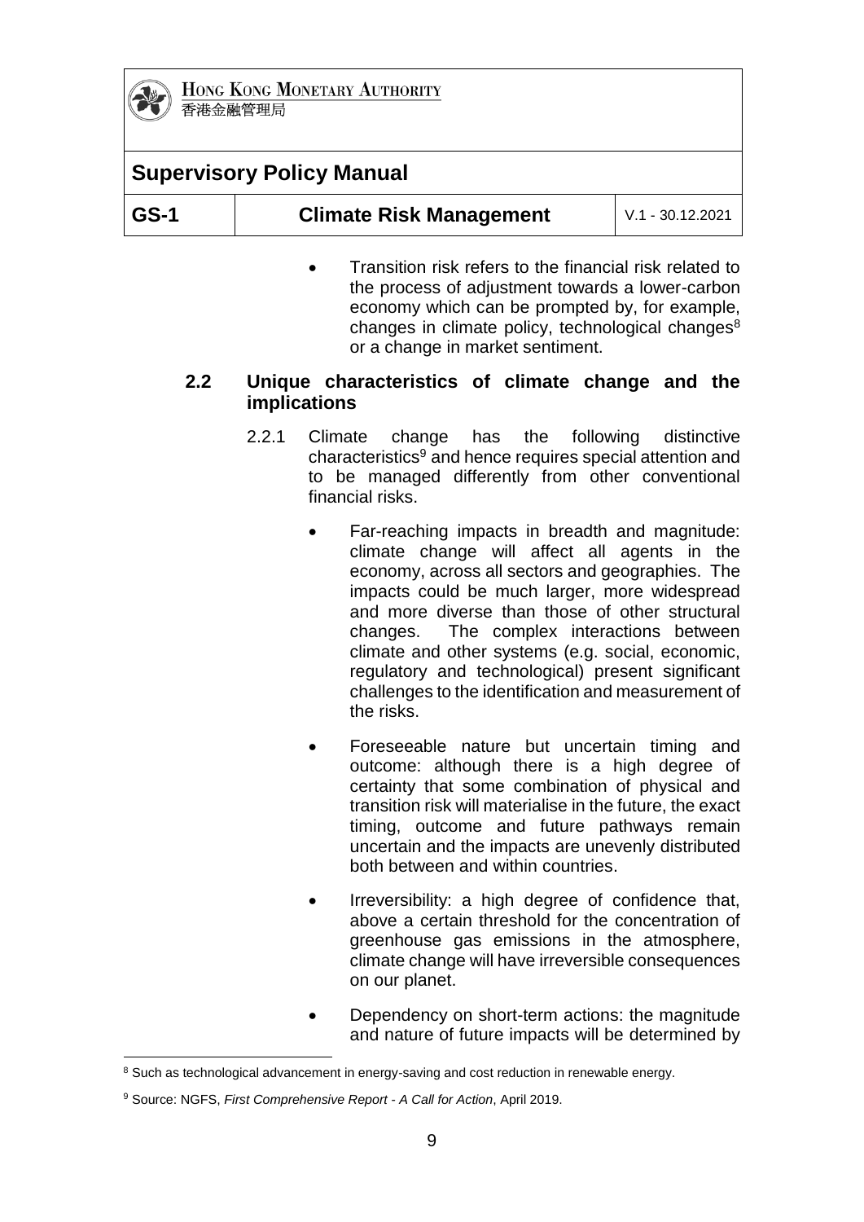- Transition risk refers to the financial risk related to the process of adjustment towards a lower-carbon economy which can be prompted by, for example, changes in climate policy, technological changes[8] or a change in market sentiment.

### 2.2 Unique characteristics of climate change and the implications

2.2.1 Climate change has the following distinctive characteristics[9] and hence requires special attention and to be managed differently from other conventional financial risks.

- Far-reaching impacts in breadth and magnitude: climate change will affect all agents in the economy, across all sectors and geographies. The impacts could be much larger, more widespread and more diverse than those of other structural changes. The complex interactions between climate and other systems (e.g. social, economic, regulatory and technological) present significant challenges to the identification and measurement of the risks.

- Foreseeable nature but uncertain timing and outcome: although there is a high degree of certainty that some combination of physical and transition risk will materialise in the future, the exact timing, outcome and future pathways remain uncertain and the impacts are unevenly distributed both between and within countries.

- Irreversibility: a high degree of confidence that, above a certain threshold for the concentration of greenhouse gas emissions in the atmosphere, climate change will have irreversible consequences on our planet.

- Dependency on short-term actions: the magnitude and nature of future impacts will be determined by

---

[8] Such as technological advancement in energy-saving and cost reduction in renewable energy.

[9] Source: NGFS, *First Comprehensive Report - A Call for Action*, April 2019.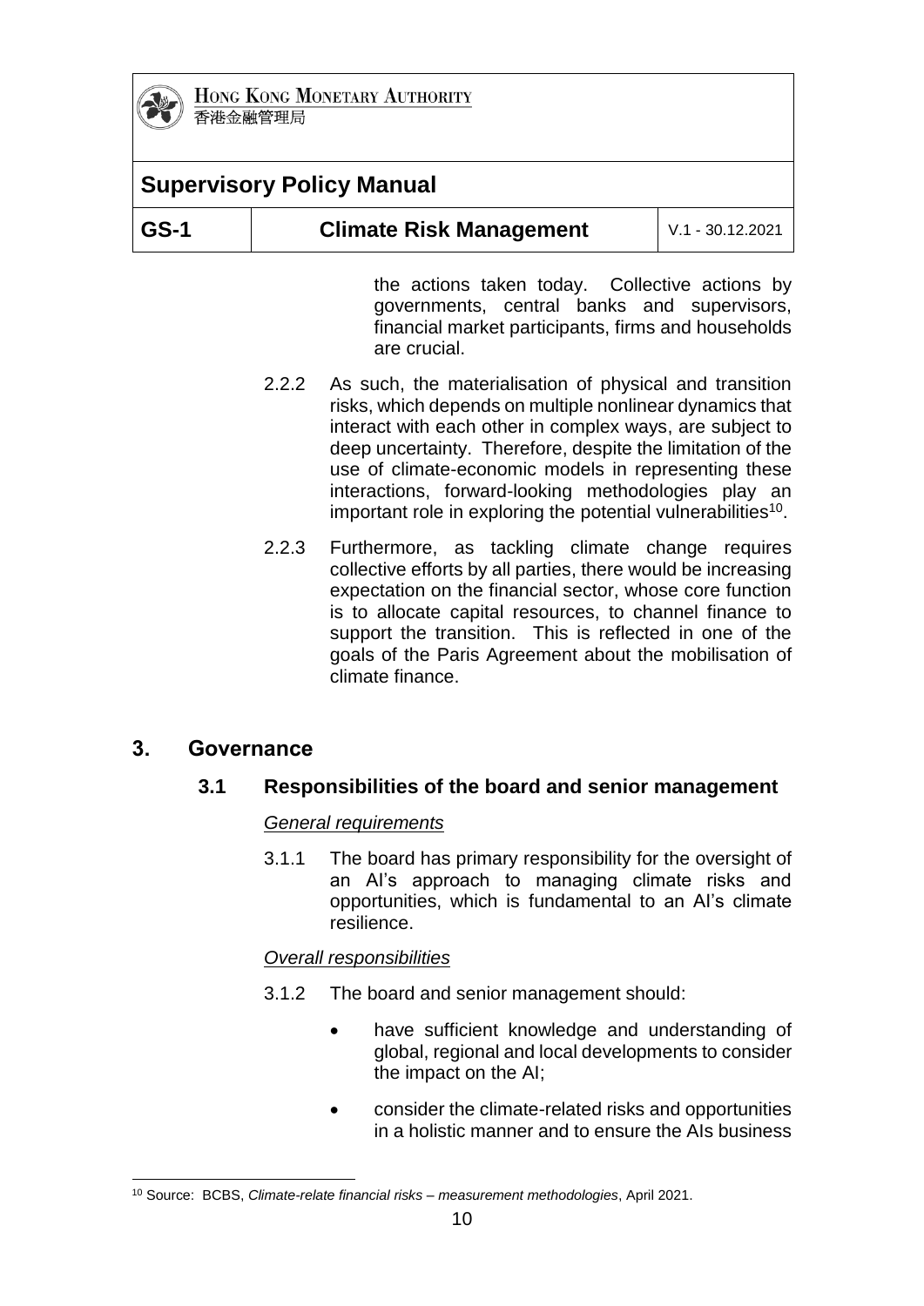the actions taken today. Collective actions by governments, central banks and supervisors, financial market participants, firms and households are crucial.

2.2.2 As such, the materialisation of physical and transition risks, which depends on multiple nonlinear dynamics that interact with each other in complex ways, are subject to deep uncertainty. Therefore, despite the limitation of the use of climate-economic models in representing these interactions, forward-looking methodologies play an important role in exploring the potential vulnerabilities[10].

2.2.3 Furthermore, as tackling climate change requires collective efforts by all parties, there would be increasing expectation on the financial sector, whose core function is to allocate capital resources, to channel finance to support the transition. This is reflected in one of the goals of the Paris Agreement about the mobilisation of climate finance.

## 3. Governance

### 3.1 Responsibilities of the board and senior management

*General requirements*

3.1.1 The board has primary responsibility for the oversight of an AI's approach to managing climate risks and opportunities, which is fundamental to an AI's climate resilience.

*Overall responsibilities*

3.1.2 The board and senior management should:

- have sufficient knowledge and understanding of global, regional and local developments to consider the impact on the AI;
- consider the climate-related risks and opportunities in a holistic manner and to ensure the AIs business

---

[10] Source: BCBS, *Climate-relate financial risks – measurement methodologies*, April 2021.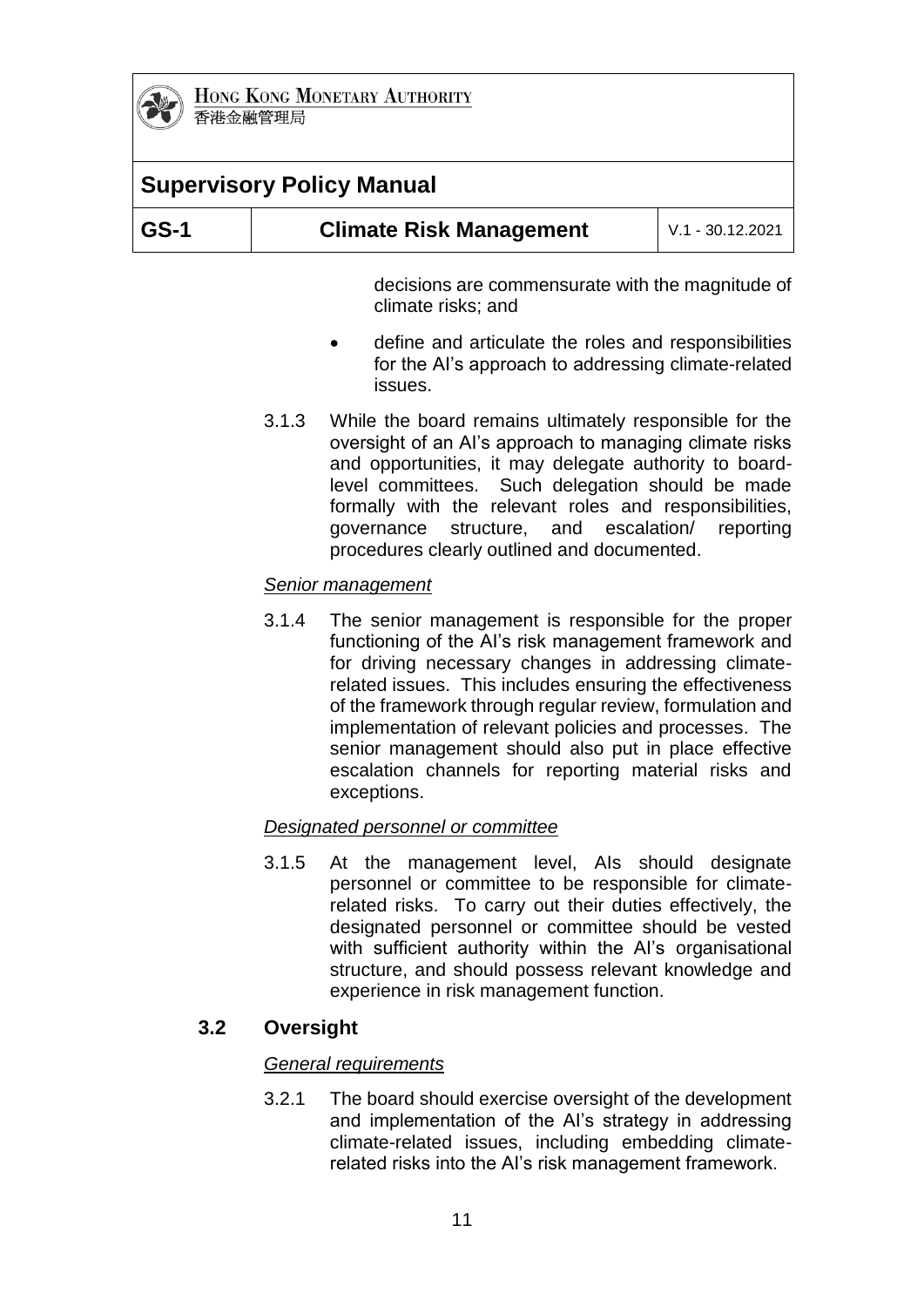decisions are commensurate with the magnitude of climate risks; and

- define and articulate the roles and responsibilities for the AI's approach to addressing climate-related issues.

3.1.3 While the board remains ultimately responsible for the oversight of an AI's approach to managing climate risks and opportunities, it may delegate authority to board-level committees. Such delegation should be made formally with the relevant roles and responsibilities, governance structure, and escalation/ reporting procedures clearly outlined and documented.

*Senior management*

3.1.4 The senior management is responsible for the proper functioning of the AI's risk management framework and for driving necessary changes in addressing climate-related issues. This includes ensuring the effectiveness of the framework through regular review, formulation and implementation of relevant policies and processes. The senior management should also put in place effective escalation channels for reporting material risks and exceptions.

*Designated personnel or committee*

3.1.5 At the management level, AIs should designate personnel or committee to be responsible for climate-related risks. To carry out their duties effectively, the designated personnel or committee should be vested with sufficient authority within the AI's organisational structure, and should possess relevant knowledge and experience in risk management function.

### 3.2 Oversight

*General requirements*

3.2.1 The board should exercise oversight of the development and implementation of the AI's strategy in addressing climate-related issues, including embedding climate-related risks into the AI's risk management framework.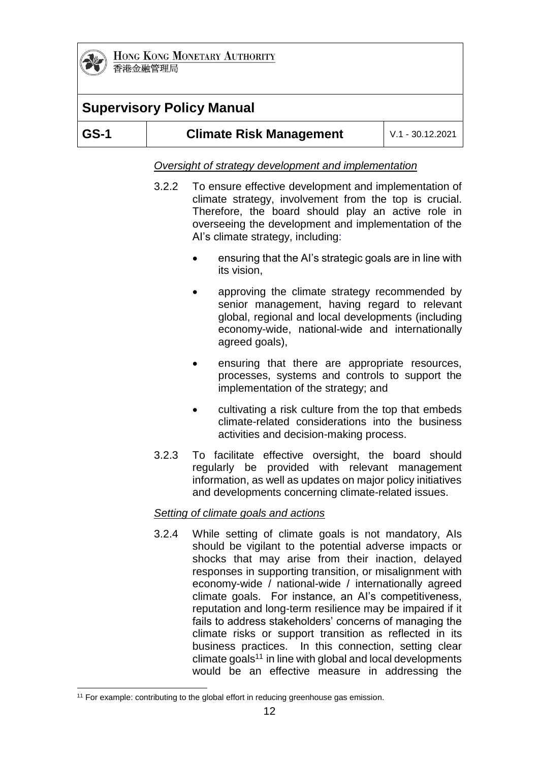*Oversight of strategy development and implementation*

3.2.2 To ensure effective development and implementation of climate strategy, involvement from the top is crucial. Therefore, the board should play an active role in overseeing the development and implementation of the AI's climate strategy, including:

- ensuring that the AI's strategic goals are in line with its vision,
- approving the climate strategy recommended by senior management, having regard to relevant global, regional and local developments (including economy-wide, national-wide and internationally agreed goals),
- ensuring that there are appropriate resources, processes, systems and controls to support the implementation of the strategy; and
- cultivating a risk culture from the top that embeds climate-related considerations into the business activities and decision-making process.

3.2.3 To facilitate effective oversight, the board should regularly be provided with relevant management information, as well as updates on major policy initiatives and developments concerning climate-related issues.

*Setting of climate goals and actions*

3.2.4 While setting of climate goals is not mandatory, AIs should be vigilant to the potential adverse impacts or shocks that may arise from their inaction, delayed responses in supporting transition, or misalignment with economy-wide / national-wide / internationally agreed climate goals. For instance, an AI's competitiveness, reputation and long-term resilience may be impaired if it fails to address stakeholders' concerns of managing the climate risks or support transition as reflected in its business practices. In this connection, setting clear climate goals[11] in line with global and local developments would be an effective measure in addressing the

[11] For example: contributing to the global effort in reducing greenhouse gas emission.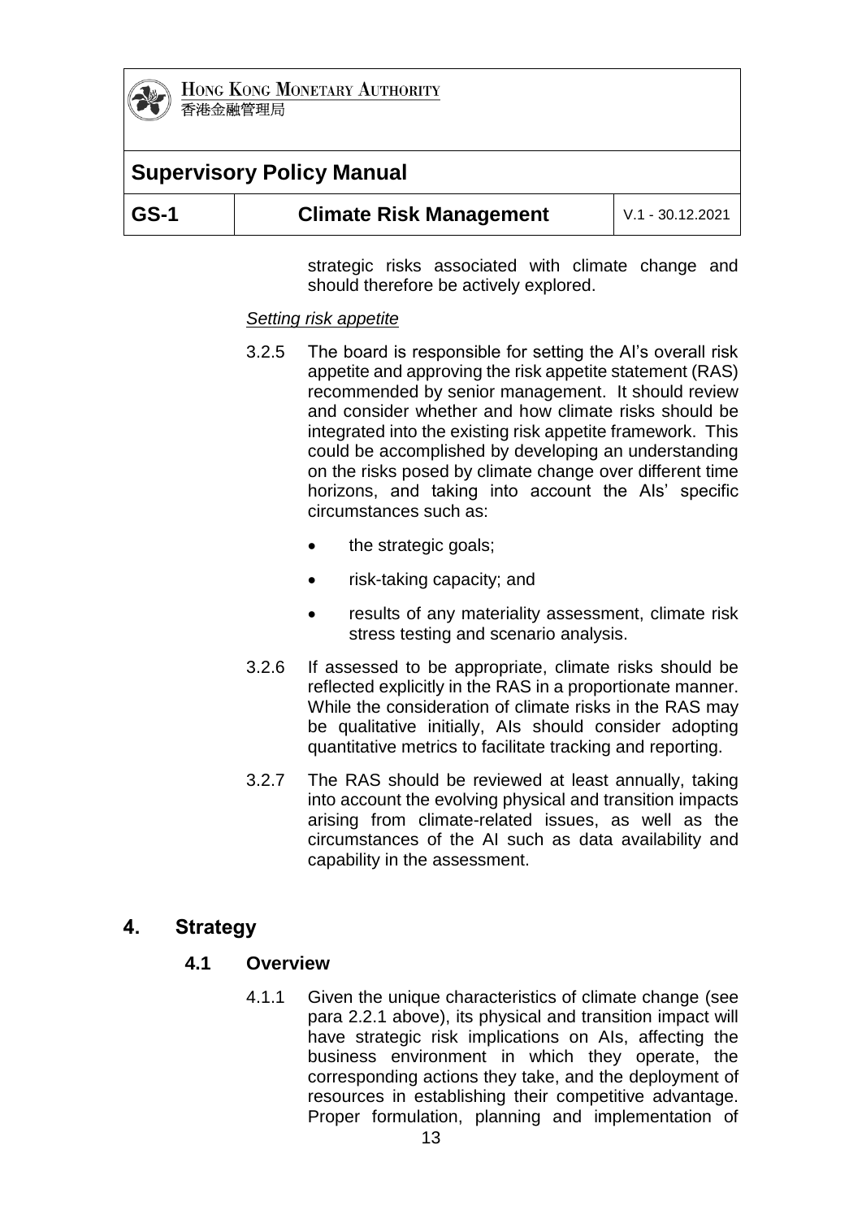strategic risks associated with climate change and should therefore be actively explored.

*Setting risk appetite*

3.2.5 The board is responsible for setting the AI's overall risk appetite and approving the risk appetite statement (RAS) recommended by senior management. It should review and consider whether and how climate risks should be integrated into the existing risk appetite framework. This could be accomplished by developing an understanding on the risks posed by climate change over different time horizons, and taking into account the AIs' specific circumstances such as:

- the strategic goals;
- risk-taking capacity; and
- results of any materiality assessment, climate risk stress testing and scenario analysis.

3.2.6 If assessed to be appropriate, climate risks should be reflected explicitly in the RAS in a proportionate manner. While the consideration of climate risks in the RAS may be qualitative initially, AIs should consider adopting quantitative metrics to facilitate tracking and reporting.

3.2.7 The RAS should be reviewed at least annually, taking into account the evolving physical and transition impacts arising from climate-related issues, as well as the circumstances of the AI such as data availability and capability in the assessment.

## 4. Strategy

### 4.1 Overview

4.1.1 Given the unique characteristics of climate change (see para 2.2.1 above), its physical and transition impact will have strategic risk implications on AIs, affecting the business environment in which they operate, the corresponding actions they take, and the deployment of resources in establishing their competitive advantage. Proper formulation, planning and implementation of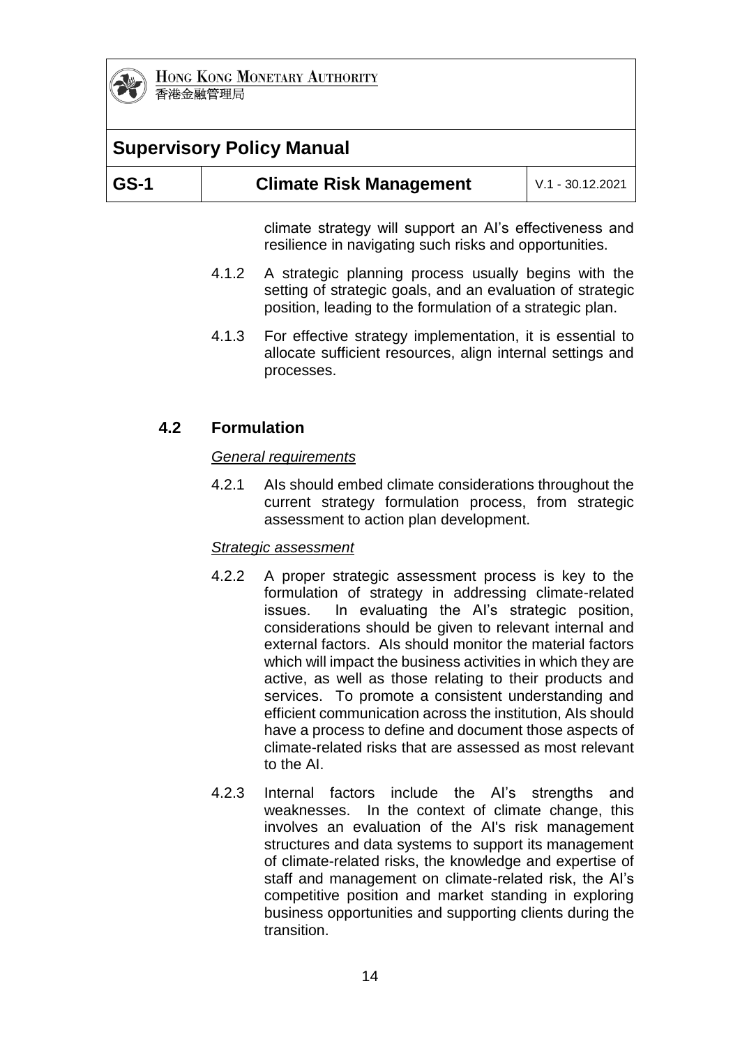climate strategy will support an AI's effectiveness and resilience in navigating such risks and opportunities.

4.1.2 A strategic planning process usually begins with the setting of strategic goals, and an evaluation of strategic position, leading to the formulation of a strategic plan.

4.1.3 For effective strategy implementation, it is essential to allocate sufficient resources, align internal settings and processes.

## 4.2 Formulation

*General requirements*

4.2.1 AIs should embed climate considerations throughout the current strategy formulation process, from strategic assessment to action plan development.

*Strategic assessment*

4.2.2 A proper strategic assessment process is key to the formulation of strategy in addressing climate-related issues. In evaluating the AI's strategic position, considerations should be given to relevant internal and external factors. AIs should monitor the material factors which will impact the business activities in which they are active, as well as those relating to their products and services. To promote a consistent understanding and efficient communication across the institution, AIs should have a process to define and document those aspects of climate-related risks that are assessed as most relevant to the AI.

4.2.3 Internal factors include the AI's strengths and weaknesses. In the context of climate change, this involves an evaluation of the AI's risk management structures and data systems to support its management of climate-related risks, the knowledge and expertise of staff and management on climate-related risk, the AI's competitive position and market standing in exploring business opportunities and supporting clients during the transition.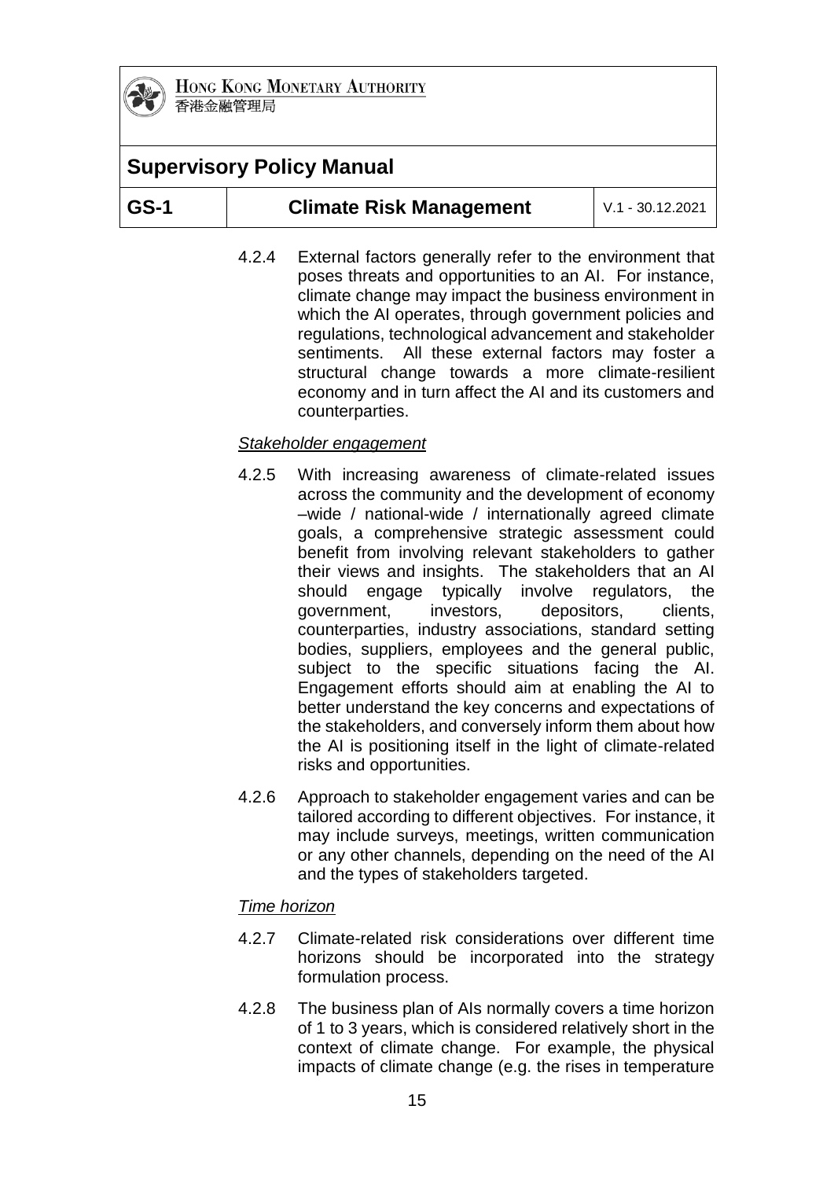4.2.4 External factors generally refer to the environment that poses threats and opportunities to an AI. For instance, climate change may impact the business environment in which the AI operates, through government policies and regulations, technological advancement and stakeholder sentiments. All these external factors may foster a structural change towards a more climate-resilient economy and in turn affect the AI and its customers and counterparties.

*Stakeholder engagement*

4.2.5 With increasing awareness of climate-related issues across the community and the development of economy –wide / national-wide / internationally agreed climate goals, a comprehensive strategic assessment could benefit from involving relevant stakeholders to gather their views and insights. The stakeholders that an AI should engage typically involve regulators, the government, investors, depositors, clients, counterparties, industry associations, standard setting bodies, suppliers, employees and the general public, subject to the specific situations facing the AI. Engagement efforts should aim at enabling the AI to better understand the key concerns and expectations of the stakeholders, and conversely inform them about how the AI is positioning itself in the light of climate-related risks and opportunities.

4.2.6 Approach to stakeholder engagement varies and can be tailored according to different objectives. For instance, it may include surveys, meetings, written communication or any other channels, depending on the need of the AI and the types of stakeholders targeted.

*Time horizon*

4.2.7 Climate-related risk considerations over different time horizons should be incorporated into the strategy formulation process.

4.2.8 The business plan of AIs normally covers a time horizon of 1 to 3 years, which is considered relatively short in the context of climate change. For example, the physical impacts of climate change (e.g. the rises in temperature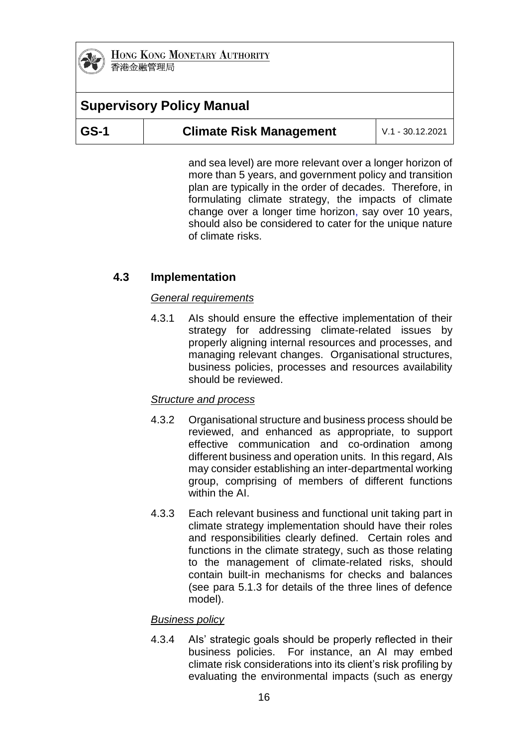and sea level) are more relevant over a longer horizon of more than 5 years, and government policy and transition plan are typically in the order of decades. Therefore, in formulating climate strategy, the impacts of climate change over a longer time horizon, say over 10 years, should also be considered to cater for the unique nature of climate risks.

### 4.3 Implementation

*General requirements*

4.3.1 AIs should ensure the effective implementation of their strategy for addressing climate-related issues by properly aligning internal resources and processes, and managing relevant changes. Organisational structures, business policies, processes and resources availability should be reviewed.

*Structure and process*

4.3.2 Organisational structure and business process should be reviewed, and enhanced as appropriate, to support effective communication and co-ordination among different business and operation units. In this regard, AIs may consider establishing an inter-departmental working group, comprising of members of different functions within the AI.

4.3.3 Each relevant business and functional unit taking part in climate strategy implementation should have their roles and responsibilities clearly defined. Certain roles and functions in the climate strategy, such as those relating to the management of climate-related risks, should contain built-in mechanisms for checks and balances (see para 5.1.3 for details of the three lines of defence model).

*Business policy*

4.3.4 AIs' strategic goals should be properly reflected in their business policies. For instance, an AI may embed climate risk considerations into its client's risk profiling by evaluating the environmental impacts (such as energy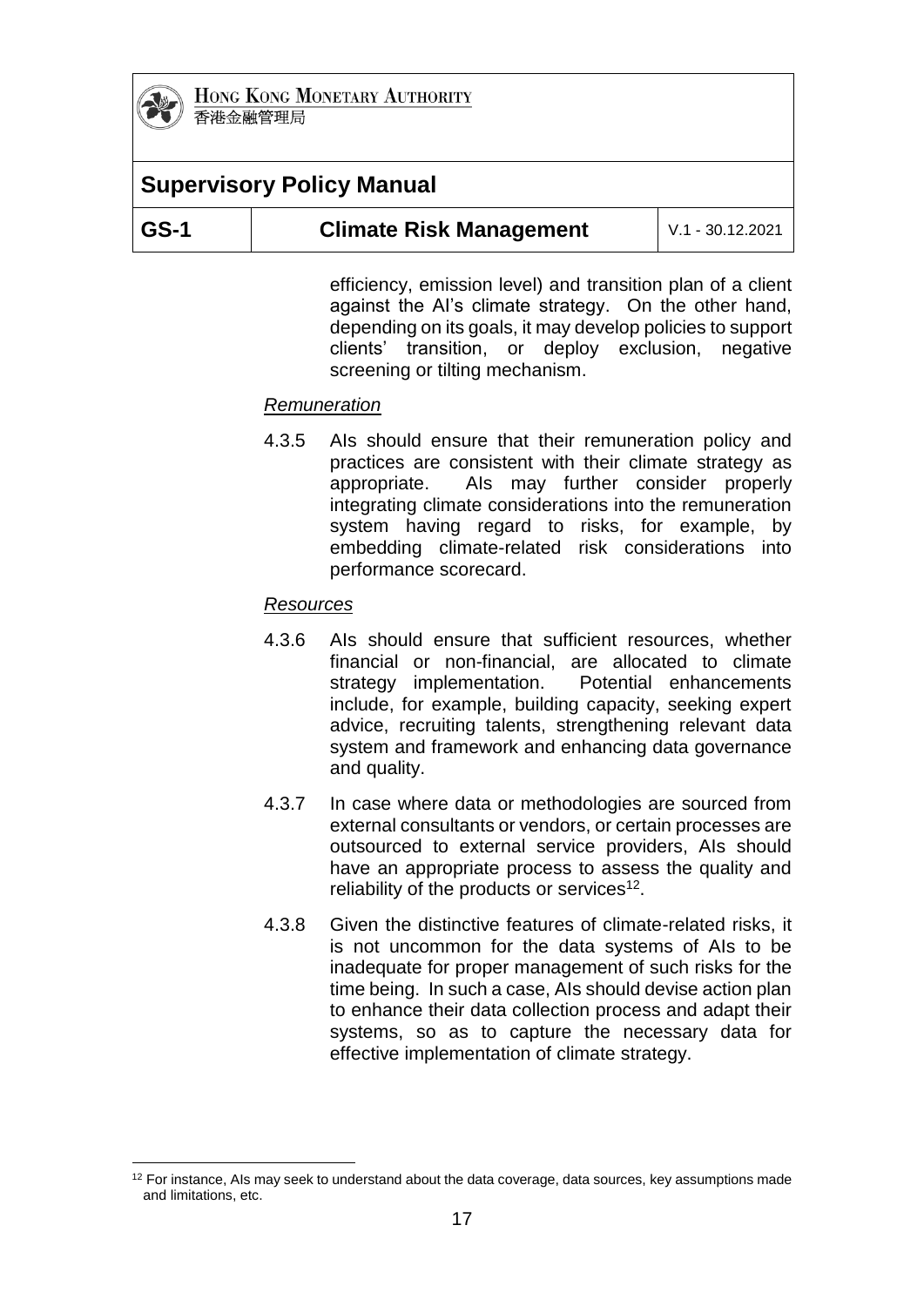efficiency, emission level) and transition plan of a client against the AI's climate strategy. On the other hand, depending on its goals, it may develop policies to support clients' transition, or deploy exclusion, negative screening or tilting mechanism.

*Remuneration*

4.3.5 AIs should ensure that their remuneration policy and practices are consistent with their climate strategy as appropriate. AIs may further consider properly integrating climate considerations into the remuneration system having regard to risks, for example, by embedding climate-related risk considerations into performance scorecard.

*Resources*

4.3.6 AIs should ensure that sufficient resources, whether financial or non-financial, are allocated to climate strategy implementation. Potential enhancements include, for example, building capacity, seeking expert advice, recruiting talents, strengthening relevant data system and framework and enhancing data governance and quality.

4.3.7 In case where data or methodologies are sourced from external consultants or vendors, or certain processes are outsourced to external service providers, AIs should have an appropriate process to assess the quality and reliability of the products or services[12].

4.3.8 Given the distinctive features of climate-related risks, it is not uncommon for the data systems of AIs to be inadequate for proper management of such risks for the time being. In such a case, AIs should devise action plan to enhance their data collection process and adapt their systems, so as to capture the necessary data for effective implementation of climate strategy.

---

[12] For instance, AIs may seek to understand about the data coverage, data sources, key assumptions made and limitations, etc.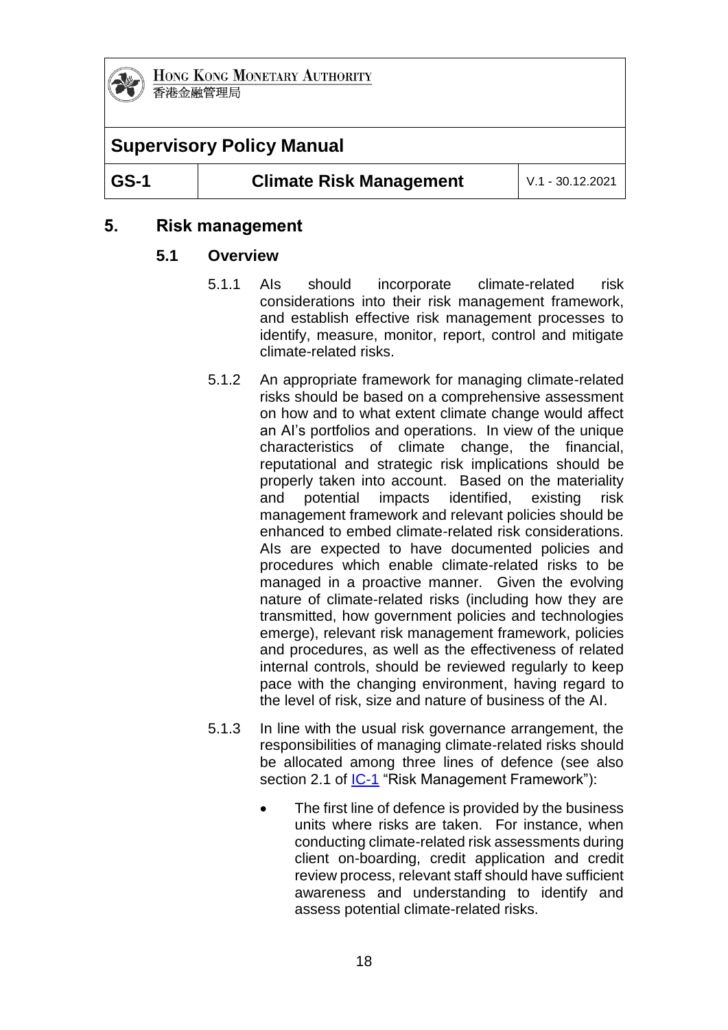## 5. Risk management

### 5.1 Overview

5.1.1 AIs should incorporate climate-related risk considerations into their risk management framework, and establish effective risk management processes to identify, measure, monitor, report, control and mitigate climate-related risks.

5.1.2 An appropriate framework for managing climate-related risks should be based on a comprehensive assessment on how and to what extent climate change would affect an AI's portfolios and operations. In view of the unique characteristics of climate change, the financial, reputational and strategic risk implications should be properly taken into account. Based on the materiality and potential impacts identified, existing risk management framework and relevant policies should be enhanced to embed climate-related risk considerations. AIs are expected to have documented policies and procedures which enable climate-related risks to be managed in a proactive manner. Given the evolving nature of climate-related risks (including how they are transmitted, how government policies and technologies emerge), relevant risk management framework, policies and procedures, as well as the effectiveness of related internal controls, should be reviewed regularly to keep pace with the changing environment, having regard to the level of risk, size and nature of business of the AI.

5.1.3 In line with the usual risk governance arrangement, the responsibilities of managing climate-related risks should be allocated among three lines of defence (see also section 2.1 of IC-1 "Risk Management Framework"):

- The first line of defence is provided by the business units where risks are taken. For instance, when conducting climate-related risk assessments during client on-boarding, credit application and credit review process, relevant staff should have sufficient awareness and understanding to identify and assess potential climate-related risks.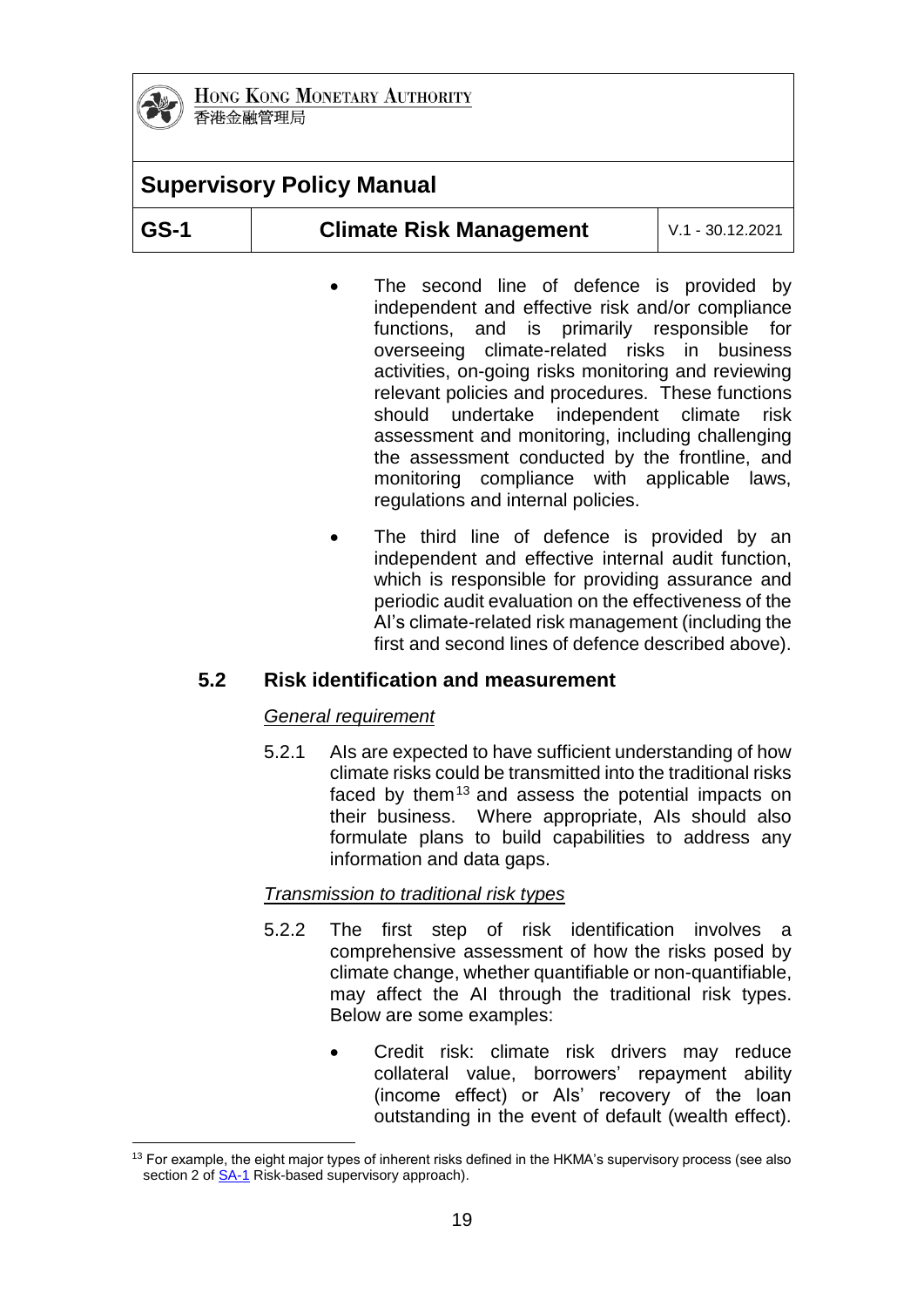- The second line of defence is provided by independent and effective risk and/or compliance functions, and is primarily responsible for overseeing climate-related risks in business activities, on-going risks monitoring and reviewing relevant policies and procedures. These functions should undertake independent climate risk assessment and monitoring, including challenging the assessment conducted by the frontline, and monitoring compliance with applicable laws, regulations and internal policies.

- The third line of defence is provided by an independent and effective internal audit function, which is responsible for providing assurance and periodic audit evaluation on the effectiveness of the AI's climate-related risk management (including the first and second lines of defence described above).

## 5.2 Risk identification and measurement

*General requirement*

5.2.1 AIs are expected to have sufficient understanding of how climate risks could be transmitted into the traditional risks faced by them[13] and assess the potential impacts on their business. Where appropriate, AIs should also formulate plans to build capabilities to address any information and data gaps.

*Transmission to traditional risk types*

5.2.2 The first step of risk identification involves a comprehensive assessment of how the risks posed by climate change, whether quantifiable or non-quantifiable, may affect the AI through the traditional risk types. Below are some examples:

- Credit risk: climate risk drivers may reduce collateral value, borrowers' repayment ability (income effect) or AIs' recovery of the loan outstanding in the event of default (wealth effect).

---

[13] For example, the eight major types of inherent risks defined in the HKMA's supervisory process (see also section 2 of SA-1 Risk-based supervisory approach).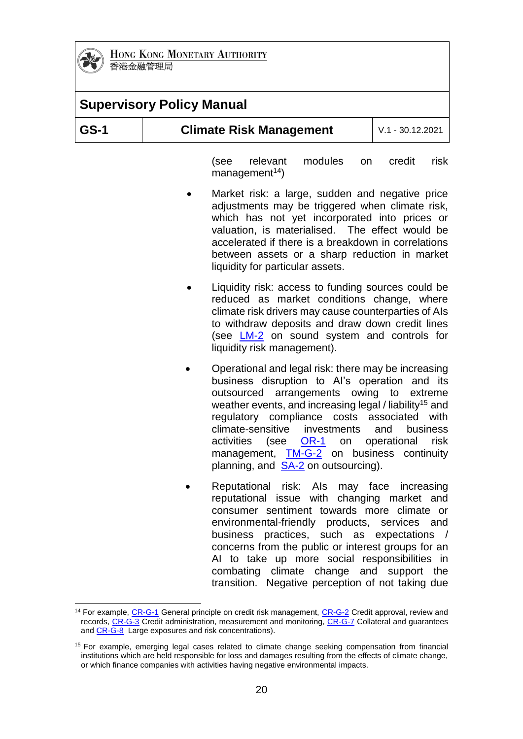(see relevant modules on credit risk management[14])

- Market risk: a large, sudden and negative price adjustments may be triggered when climate risk, which has not yet incorporated into prices or valuation, is materialised. The effect would be accelerated if there is a breakdown in correlations between assets or a sharp reduction in market liquidity for particular assets.

- Liquidity risk: access to funding sources could be reduced as market conditions change, where climate risk drivers may cause counterparties of AIs to withdraw deposits and draw down credit lines (see LM-2 on sound system and controls for liquidity risk management).

- Operational and legal risk: there may be increasing business disruption to AI's operation and its outsourced arrangements owing to extreme weather events, and increasing legal / liability[15] and regulatory compliance costs associated with climate-sensitive investments and business activities (see OR-1 on operational risk management, TM-G-2 on business continuity planning, and SA-2 on outsourcing).

- Reputational risk: AIs may face increasing reputational issue with changing market and consumer sentiment towards more climate or environmental-friendly products, services and business practices, such as expectations / concerns from the public or interest groups for an AI to take up more social responsibilities in combating climate change and support the transition. Negative perception of not taking due

---

[14] For example, CR-G-1 General principle on credit risk management, CR-G-2 Credit approval, review and records, CR-G-3 Credit administration, measurement and monitoring, CR-G-7 Collateral and guarantees and CR-G-8 Large exposures and risk concentrations).

[15] For example, emerging legal cases related to climate change seeking compensation from financial institutions which are held responsible for loss and damages resulting from the effects of climate change, or which finance companies with activities having negative environmental impacts.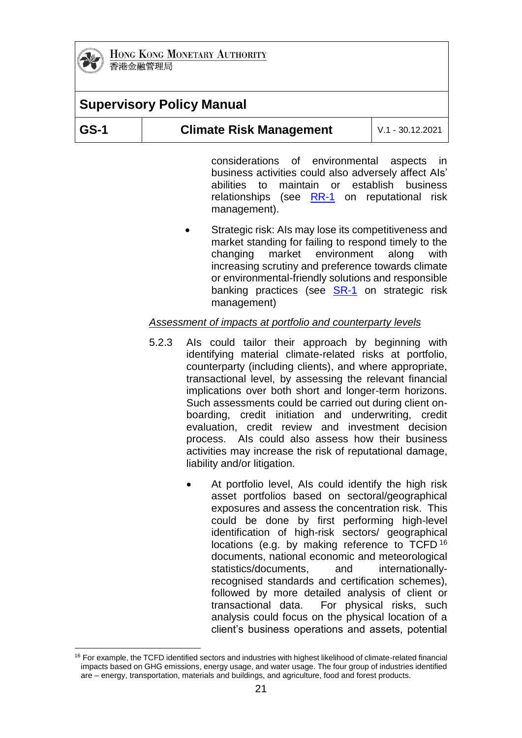considerations of environmental aspects in business activities could also adversely affect AIs' abilities to maintain or establish business relationships (see RR-1 on reputational risk management).

- Strategic risk: AIs may lose its competitiveness and market standing for failing to respond timely to the changing market environment along with increasing scrutiny and preference towards climate or environmental-friendly solutions and responsible banking practices (see SR-1 on strategic risk management)

*Assessment of impacts at portfolio and counterparty levels*

5.2.3 AIs could tailor their approach by beginning with identifying material climate-related risks at portfolio, counterparty (including clients), and where appropriate, transactional level, by assessing the relevant financial implications over both short and longer-term horizons. Such assessments could be carried out during client on-boarding, credit initiation and underwriting, credit evaluation, credit review and investment decision process. AIs could also assess how their business activities may increase the risk of reputational damage, liability and/or litigation.

- At portfolio level, AIs could identify the high risk asset portfolios based on sectoral/geographical exposures and assess the concentration risk. This could be done by first performing high-level identification of high-risk sectors/ geographical locations (e.g. by making reference to TCFD[16] documents, national economic and meteorological statistics/documents, and internationally-recognised standards and certification schemes), followed by more detailed analysis of client or transactional data. For physical risks, such analysis could focus on the physical location of a client's business operations and assets, potential

[16] For example, the TCFD identified sectors and industries with highest likelihood of climate-related financial impacts based on GHG emissions, energy usage, and water usage. The four group of industries identified are – energy, transportation, materials and buildings, and agriculture, food and forest products.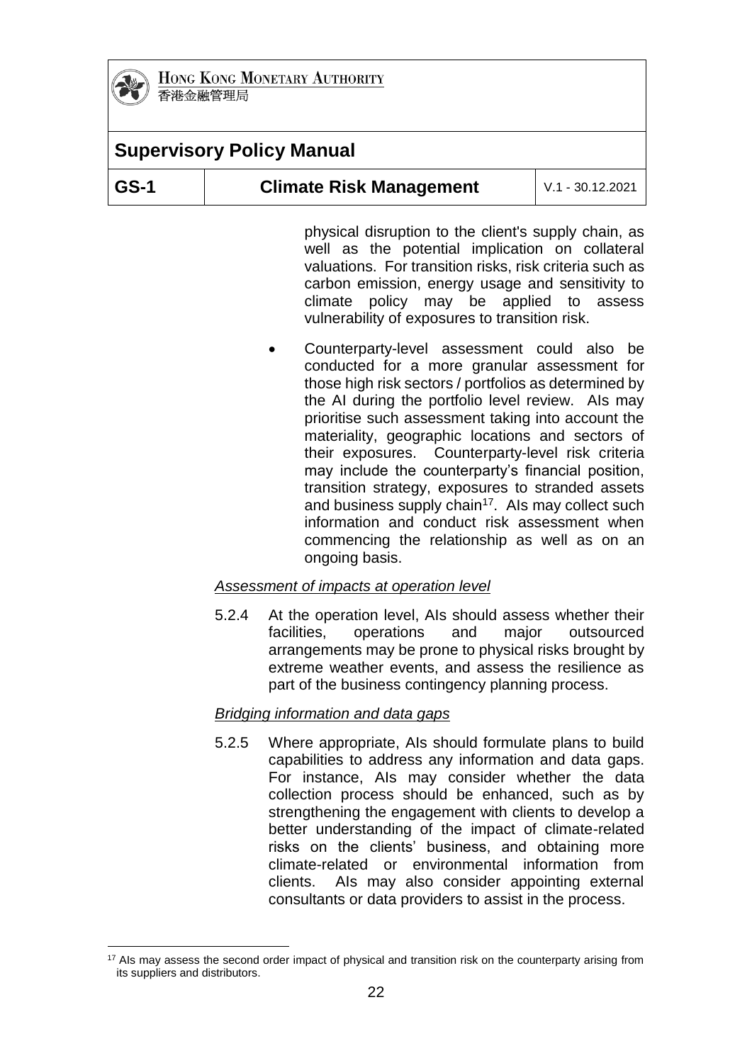physical disruption to the client's supply chain, as well as the potential implication on collateral valuations. For transition risks, risk criteria such as carbon emission, energy usage and sensitivity to climate policy may be applied to assess vulnerability of exposures to transition risk.

- Counterparty-level assessment could also be conducted for a more granular assessment for those high risk sectors / portfolios as determined by the AI during the portfolio level review. AIs may prioritise such assessment taking into account the materiality, geographic locations and sectors of their exposures. Counterparty-level risk criteria may include the counterparty's financial position, transition strategy, exposures to stranded assets and business supply chain[17]. AIs may collect such information and conduct risk assessment when commencing the relationship as well as on an ongoing basis.

*Assessment of impacts at operation level*

5.2.4 At the operation level, AIs should assess whether their facilities, operations and major outsourced arrangements may be prone to physical risks brought by extreme weather events, and assess the resilience as part of the business contingency planning process.

*Bridging information and data gaps*

5.2.5 Where appropriate, AIs should formulate plans to build capabilities to address any information and data gaps. For instance, AIs may consider whether the data collection process should be enhanced, such as by strengthening the engagement with clients to develop a better understanding of the impact of climate-related risks on the clients' business, and obtaining more climate-related or environmental information from clients. AIs may also consider appointing external consultants or data providers to assist in the process.

---

[17] AIs may assess the second order impact of physical and transition risk on the counterparty arising from its suppliers and distributors.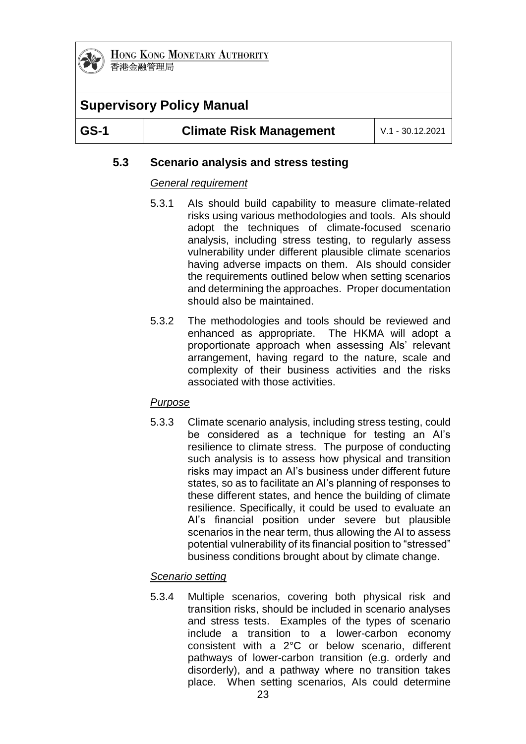### 5.3 Scenario analysis and stress testing

*General requirement*

5.3.1 AIs should build capability to measure climate-related risks using various methodologies and tools. AIs should adopt the techniques of climate-focused scenario analysis, including stress testing, to regularly assess vulnerability under different plausible climate scenarios having adverse impacts on them. AIs should consider the requirements outlined below when setting scenarios and determining the approaches. Proper documentation should also be maintained.

5.3.2 The methodologies and tools should be reviewed and enhanced as appropriate. The HKMA will adopt a proportionate approach when assessing AIs' relevant arrangement, having regard to the nature, scale and complexity of their business activities and the risks associated with those activities.

*Purpose*

5.3.3 Climate scenario analysis, including stress testing, could be considered as a technique for testing an AI's resilience to climate stress. The purpose of conducting such analysis is to assess how physical and transition risks may impact an AI's business under different future states, so as to facilitate an AI's planning of responses to these different states, and hence the building of climate resilience. Specifically, it could be used to evaluate an AI's financial position under severe but plausible scenarios in the near term, thus allowing the AI to assess potential vulnerability of its financial position to "stressed" business conditions brought about by climate change.

*Scenario setting*

5.3.4 Multiple scenarios, covering both physical risk and transition risks, should be included in scenario analyses and stress tests. Examples of the types of scenario include a transition to a lower-carbon economy consistent with a 2°C or below scenario, different pathways of lower-carbon transition (e.g. orderly and disorderly), and a pathway where no transition takes place. When setting scenarios, AIs could determine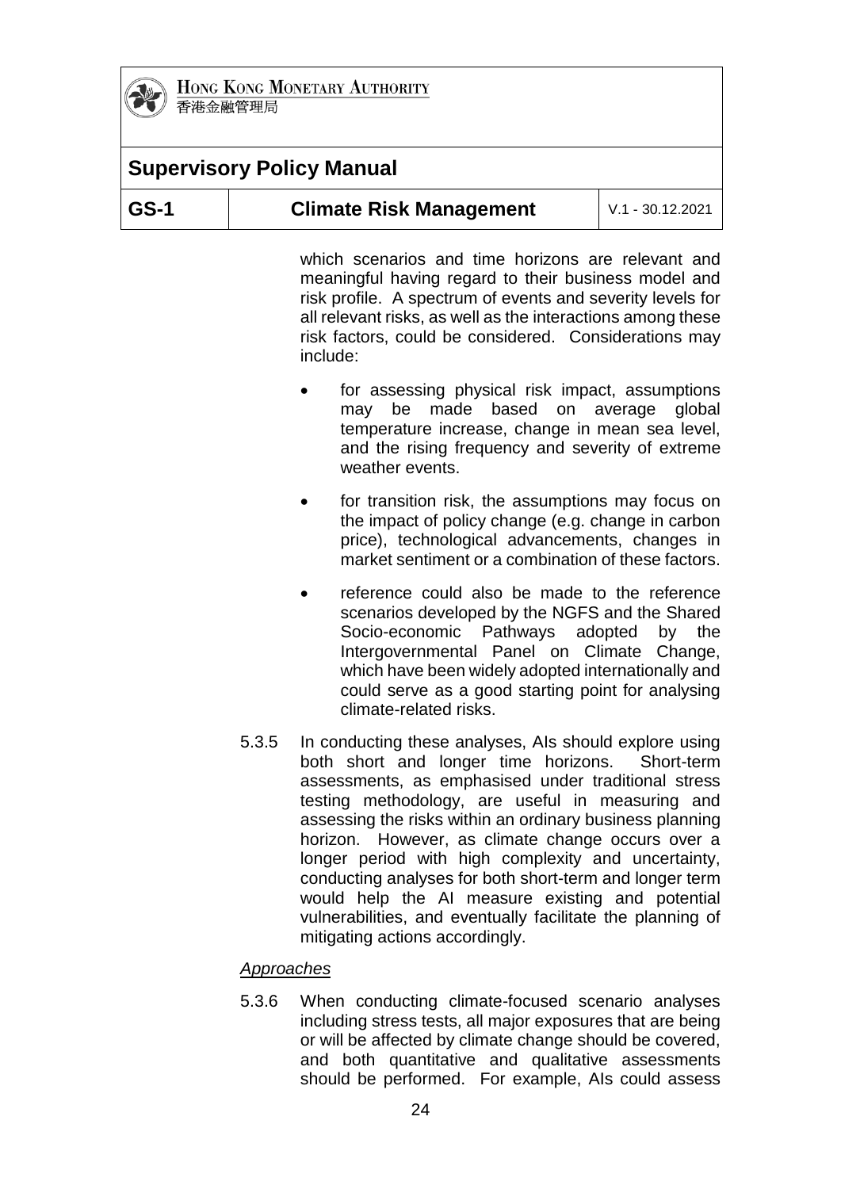which scenarios and time horizons are relevant and meaningful having regard to their business model and risk profile. A spectrum of events and severity levels for all relevant risks, as well as the interactions among these risk factors, could be considered. Considerations may include:

- for assessing physical risk impact, assumptions may be made based on average global temperature increase, change in mean sea level, and the rising frequency and severity of extreme weather events.
- for transition risk, the assumptions may focus on the impact of policy change (e.g. change in carbon price), technological advancements, changes in market sentiment or a combination of these factors.
- reference could also be made to the reference scenarios developed by the NGFS and the Shared Socio-economic Pathways adopted by the Intergovernmental Panel on Climate Change, which have been widely adopted internationally and could serve as a good starting point for analysing climate-related risks.

5.3.5 In conducting these analyses, AIs should explore using both short and longer time horizons. Short-term assessments, as emphasised under traditional stress testing methodology, are useful in measuring and assessing the risks within an ordinary business planning horizon. However, as climate change occurs over a longer period with high complexity and uncertainty, conducting analyses for both short-term and longer term would help the AI measure existing and potential vulnerabilities, and eventually facilitate the planning of mitigating actions accordingly.

*Approaches*

5.3.6 When conducting climate-focused scenario analyses including stress tests, all major exposures that are being or will be affected by climate change should be covered, and both quantitative and qualitative assessments should be performed. For example, AIs could assess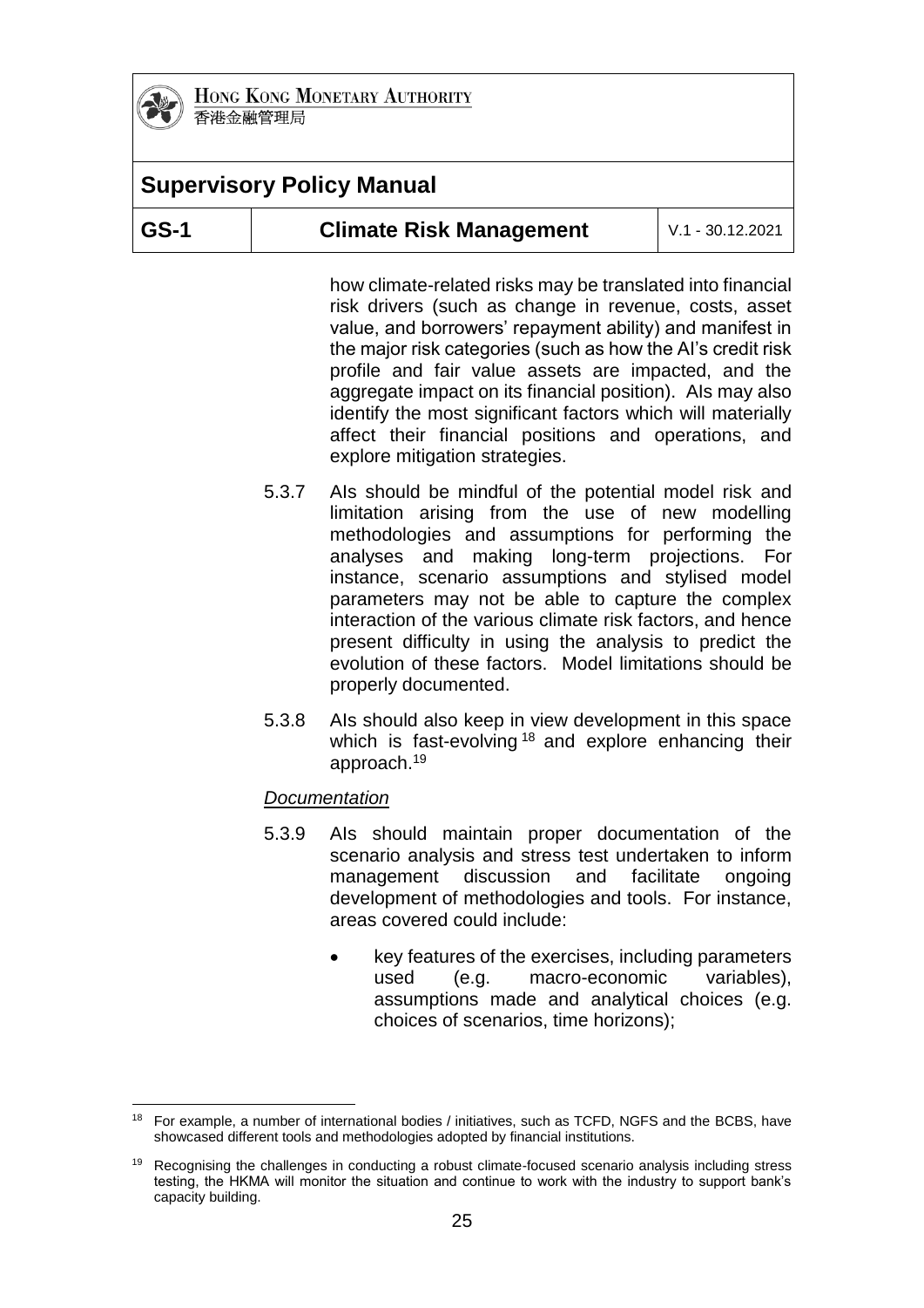how climate-related risks may be translated into financial risk drivers (such as change in revenue, costs, asset value, and borrowers' repayment ability) and manifest in the major risk categories (such as how the AI's credit risk profile and fair value assets are impacted, and the aggregate impact on its financial position). AIs may also identify the most significant factors which will materially affect their financial positions and operations, and explore mitigation strategies.

5.3.7 AIs should be mindful of the potential model risk and limitation arising from the use of new modelling methodologies and assumptions for performing the analyses and making long-term projections. For instance, scenario assumptions and stylised model parameters may not be able to capture the complex interaction of the various climate risk factors, and hence present difficulty in using the analysis to predict the evolution of these factors. Model limitations should be properly documented.

5.3.8 AIs should also keep in view development in this space which is fast-evolving[18] and explore enhancing their approach.[19]

*Documentation*

5.3.9 AIs should maintain proper documentation of the scenario analysis and stress test undertaken to inform management discussion and facilitate ongoing development of methodologies and tools. For instance, areas covered could include:

- key features of the exercises, including parameters used (e.g. macro-economic variables), assumptions made and analytical choices (e.g. choices of scenarios, time horizons);

---

[18] For example, a number of international bodies / initiatives, such as TCFD, NGFS and the BCBS, have showcased different tools and methodologies adopted by financial institutions.

[19] Recognising the challenges in conducting a robust climate-focused scenario analysis including stress testing, the HKMA will monitor the situation and continue to work with the industry to support bank's capacity building.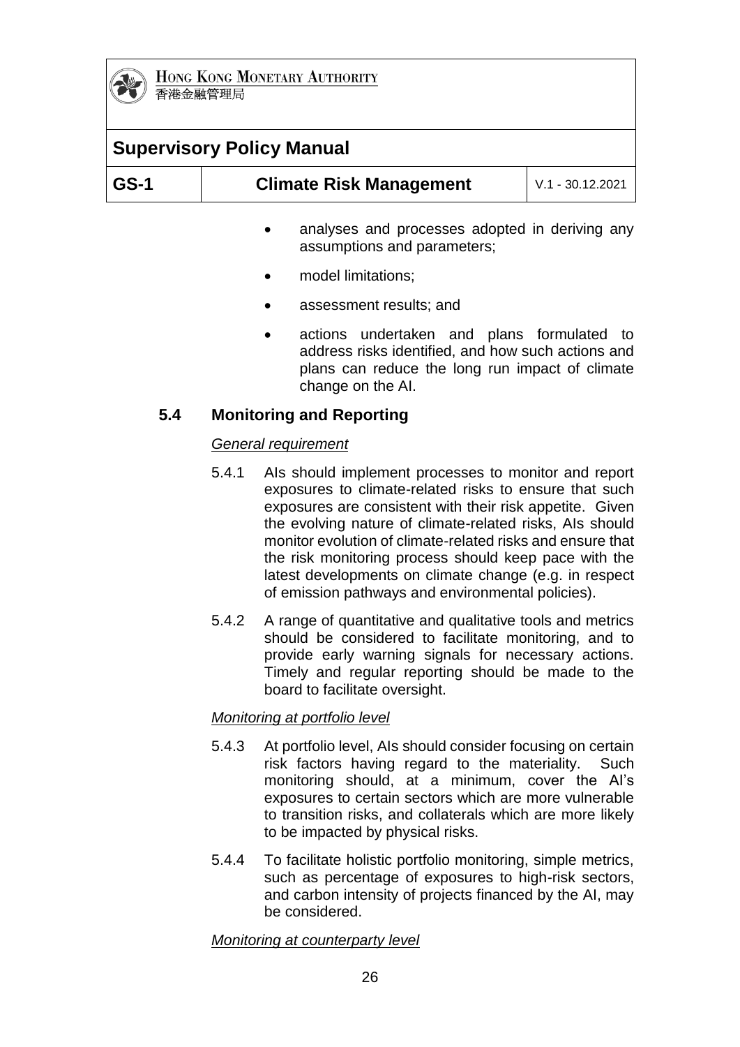- analyses and processes adopted in deriving any assumptions and parameters;
- model limitations;
- assessment results; and
- actions undertaken and plans formulated to address risks identified, and how such actions and plans can reduce the long run impact of climate change on the AI.

## 5.4 Monitoring and Reporting

*General requirement*

5.4.1 AIs should implement processes to monitor and report exposures to climate-related risks to ensure that such exposures are consistent with their risk appetite. Given the evolving nature of climate-related risks, AIs should monitor evolution of climate-related risks and ensure that the risk monitoring process should keep pace with the latest developments on climate change (e.g. in respect of emission pathways and environmental policies).

5.4.2 A range of quantitative and qualitative tools and metrics should be considered to facilitate monitoring, and to provide early warning signals for necessary actions. Timely and regular reporting should be made to the board to facilitate oversight.

*Monitoring at portfolio level*

5.4.3 At portfolio level, AIs should consider focusing on certain risk factors having regard to the materiality. Such monitoring should, at a minimum, cover the AI's exposures to certain sectors which are more vulnerable to transition risks, and collaterals which are more likely to be impacted by physical risks.

5.4.4 To facilitate holistic portfolio monitoring, simple metrics, such as percentage of exposures to high-risk sectors, and carbon intensity of projects financed by the AI, may be considered.

*Monitoring at counterparty level*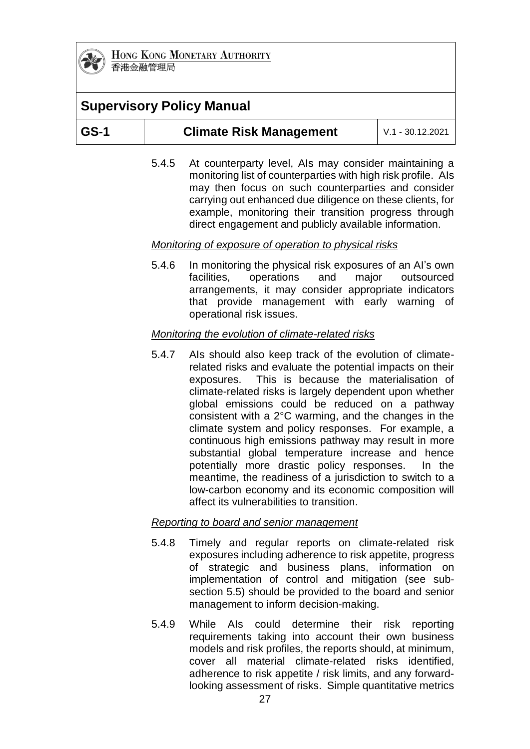5.4.5 At counterparty level, AIs may consider maintaining a monitoring list of counterparties with high risk profile. AIs may then focus on such counterparties and consider carrying out enhanced due diligence on these clients, for example, monitoring their transition progress through direct engagement and publicly available information.

*Monitoring of exposure of operation to physical risks*

5.4.6 In monitoring the physical risk exposures of an AI's own facilities, operations and major outsourced arrangements, it may consider appropriate indicators that provide management with early warning of operational risk issues.

*Monitoring the evolution of climate-related risks*

5.4.7 AIs should also keep track of the evolution of climate-related risks and evaluate the potential impacts on their exposures. This is because the materialisation of climate-related risks is largely dependent upon whether global emissions could be reduced on a pathway consistent with a 2°C warming, and the changes in the climate system and policy responses. For example, a continuous high emissions pathway may result in more substantial global temperature increase and hence potentially more drastic policy responses. In the meantime, the readiness of a jurisdiction to switch to a low-carbon economy and its economic composition will affect its vulnerabilities to transition.

*Reporting to board and senior management*

5.4.8 Timely and regular reports on climate-related risk exposures including adherence to risk appetite, progress of strategic and business plans, information on implementation of control and mitigation (see sub-section 5.5) should be provided to the board and senior management to inform decision-making.

5.4.9 While AIs could determine their risk reporting requirements taking into account their own business models and risk profiles, the reports should, at minimum, cover all material climate-related risks identified, adherence to risk appetite / risk limits, and any forward-looking assessment of risks. Simple quantitative metrics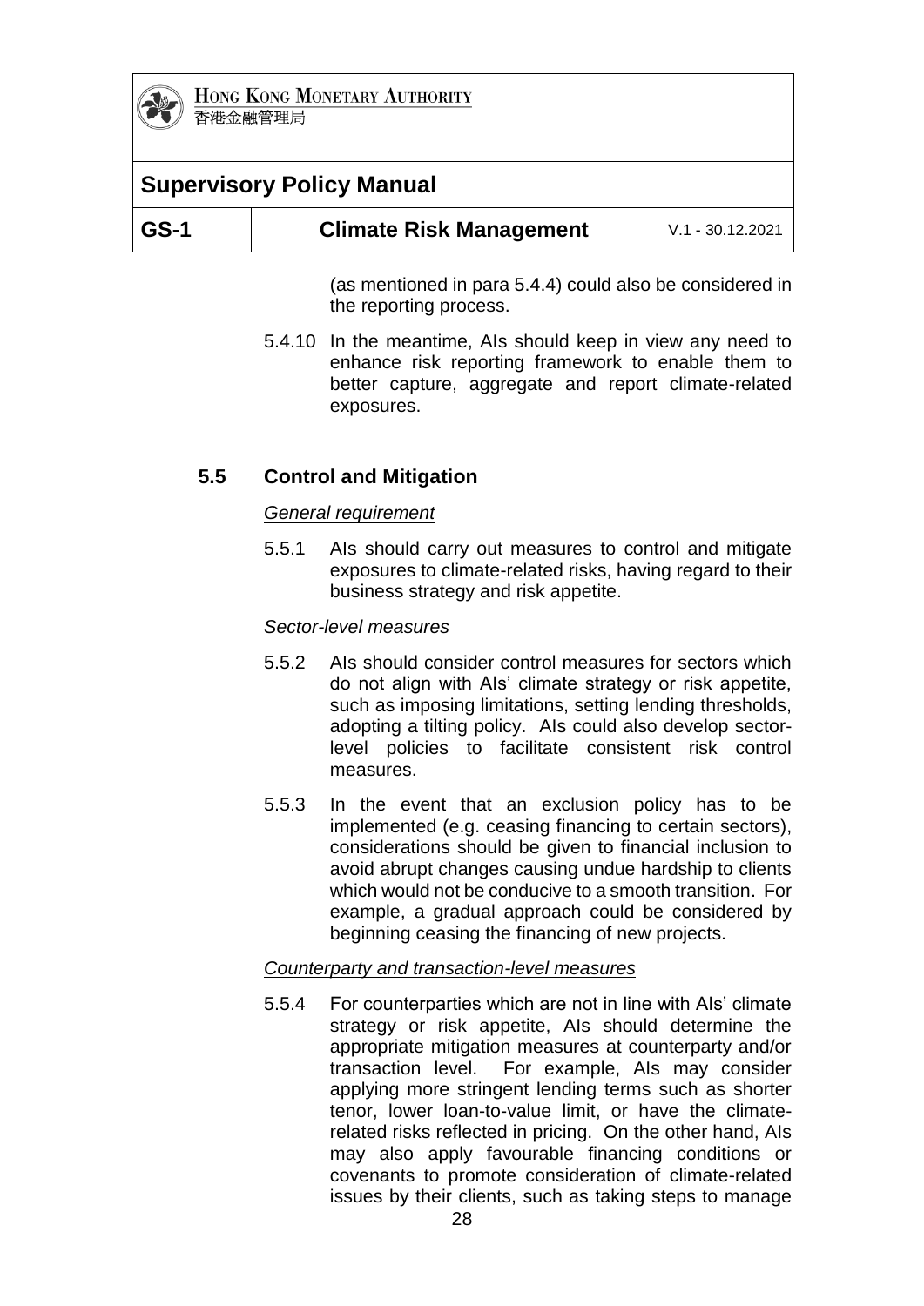(as mentioned in para 5.4.4) could also be considered in the reporting process.

5.4.10 In the meantime, AIs should keep in view any need to enhance risk reporting framework to enable them to better capture, aggregate and report climate-related exposures.

## 5.5 Control and Mitigation

*General requirement*

5.5.1 AIs should carry out measures to control and mitigate exposures to climate-related risks, having regard to their business strategy and risk appetite.

*Sector-level measures*

5.5.2 AIs should consider control measures for sectors which do not align with AIs' climate strategy or risk appetite, such as imposing limitations, setting lending thresholds, adopting a tilting policy. AIs could also develop sector-level policies to facilitate consistent risk control measures.

5.5.3 In the event that an exclusion policy has to be implemented (e.g. ceasing financing to certain sectors), considerations should be given to financial inclusion to avoid abrupt changes causing undue hardship to clients which would not be conducive to a smooth transition. For example, a gradual approach could be considered by beginning ceasing the financing of new projects.

*Counterparty and transaction-level measures*

5.5.4 For counterparties which are not in line with AIs' climate strategy or risk appetite, AIs should determine the appropriate mitigation measures at counterparty and/or transaction level. For example, AIs may consider applying more stringent lending terms such as shorter tenor, lower loan-to-value limit, or have the climate-related risks reflected in pricing. On the other hand, AIs may also apply favourable financing conditions or covenants to promote consideration of climate-related issues by their clients, such as taking steps to manage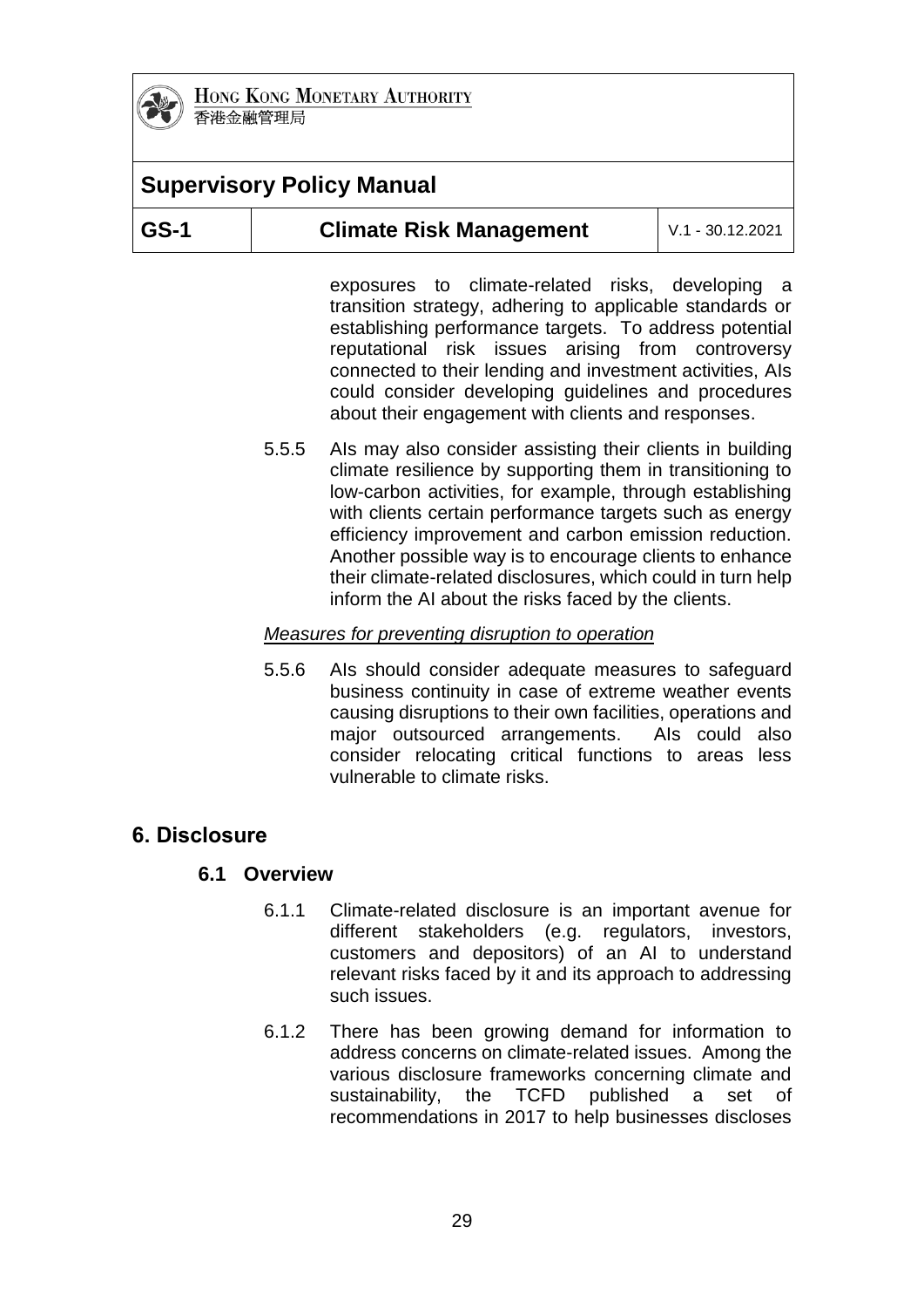exposures to climate-related risks, developing a transition strategy, adhering to applicable standards or establishing performance targets. To address potential reputational risk issues arising from controversy connected to their lending and investment activities, AIs could consider developing guidelines and procedures about their engagement with clients and responses.

5.5.5 AIs may also consider assisting their clients in building climate resilience by supporting them in transitioning to low-carbon activities, for example, through establishing with clients certain performance targets such as energy efficiency improvement and carbon emission reduction. Another possible way is to encourage clients to enhance their climate-related disclosures, which could in turn help inform the AI about the risks faced by the clients.

*Measures for preventing disruption to operation*

5.5.6 AIs should consider adequate measures to safeguard business continuity in case of extreme weather events causing disruptions to their own facilities, operations and major outsourced arrangements. AIs could also consider relocating critical functions to areas less vulnerable to climate risks.

## 6. Disclosure

### 6.1 Overview

6.1.1 Climate-related disclosure is an important avenue for different stakeholders (e.g. regulators, investors, customers and depositors) of an AI to understand relevant risks faced by it and its approach to addressing such issues.

6.1.2 There has been growing demand for information to address concerns on climate-related issues. Among the various disclosure frameworks concerning climate and sustainability, the TCFD published a set of recommendations in 2017 to help businesses discloses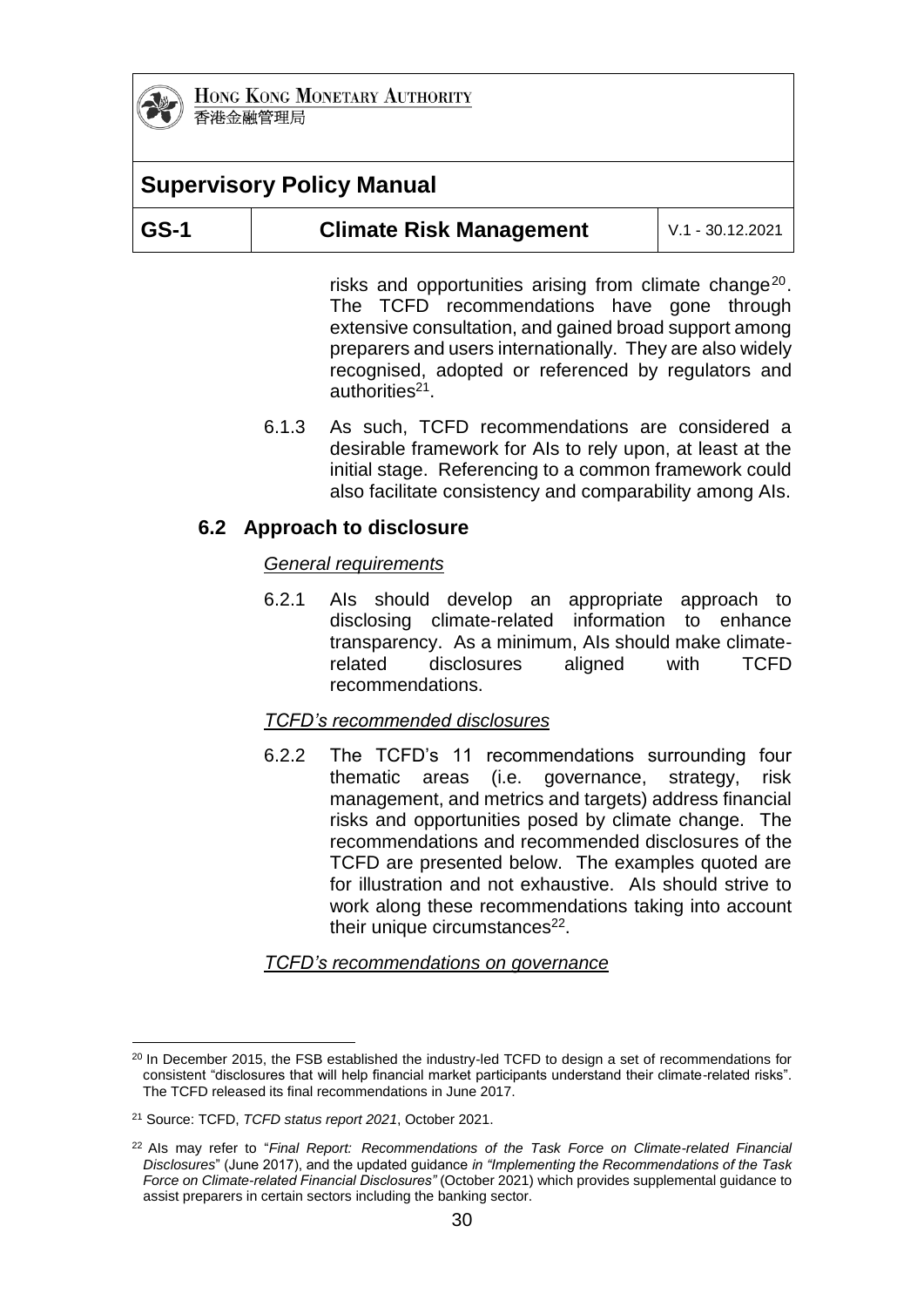risks and opportunities arising from climate change[20]. The TCFD recommendations have gone through extensive consultation, and gained broad support among preparers and users internationally. They are also widely recognised, adopted or referenced by regulators and authorities[21].

6.1.3 As such, TCFD recommendations are considered a desirable framework for AIs to rely upon, at least at the initial stage. Referencing to a common framework could also facilitate consistency and comparability among AIs.

## 6.2 Approach to disclosure

*General requirements*

6.2.1 AIs should develop an appropriate approach to disclosing climate-related information to enhance transparency. As a minimum, AIs should make climate-related disclosures aligned with TCFD recommendations.

*TCFD's recommended disclosures*

6.2.2 The TCFD's 11 recommendations surrounding four thematic areas (i.e. governance, strategy, risk management, and metrics and targets) address financial risks and opportunities posed by climate change. The recommendations and recommended disclosures of the TCFD are presented below. The examples quoted are for illustration and not exhaustive. AIs should strive to work along these recommendations taking into account their unique circumstances[22].

*TCFD's recommendations on governance*

---

[20] In December 2015, the FSB established the industry-led TCFD to design a set of recommendations for consistent "disclosures that will help financial market participants understand their climate-related risks". The TCFD released its final recommendations in June 2017.

[21] Source: TCFD, *TCFD status report 2021*, October 2021.

[22] AIs may refer to "*Final Report: Recommendations of the Task Force on Climate-related Financial Disclosures*" (June 2017), and the updated guidance *in "Implementing the Recommendations of the Task Force on Climate-related Financial Disclosures"* (October 2021) which provides supplemental guidance to assist preparers in certain sectors including the banking sector.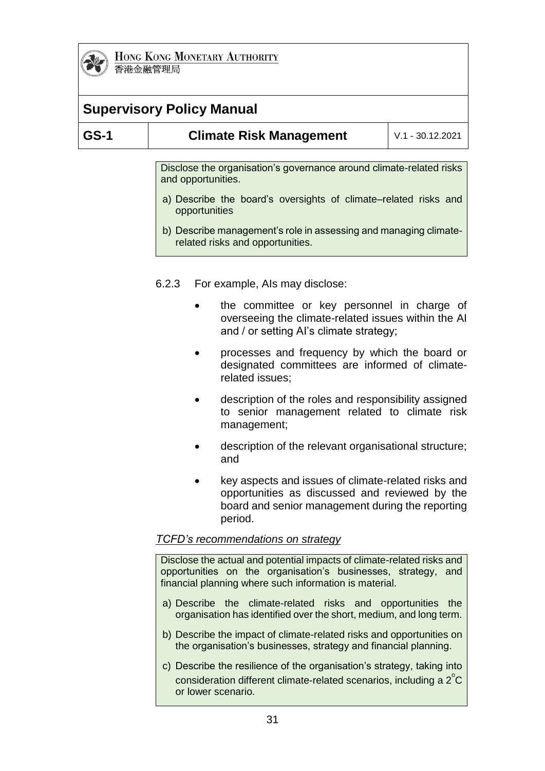> Disclose the organisation's governance around climate-related risks and opportunities.
>
> a) Describe the board's oversights of climate–related risks and opportunities
>
> b) Describe management's role in assessing and managing climate-related risks and opportunities.

6.2.3 For example, AIs may disclose:

- the committee or key personnel in charge of overseeing the climate-related issues within the AI and / or setting AI's climate strategy;
- processes and frequency by which the board or designated committees are informed of climate-related issues;
- description of the roles and responsibility assigned to senior management related to climate risk management;
- description of the relevant organisational structure; and
- key aspects and issues of climate-related risks and opportunities as discussed and reviewed by the board and senior management during the reporting period.

*TCFD's recommendations on strategy*

> Disclose the actual and potential impacts of climate-related risks and opportunities on the organisation's businesses, strategy, and financial planning where such information is material.
>
> a) Describe the climate-related risks and opportunities the organisation has identified over the short, medium, and long term.
>
> b) Describe the impact of climate-related risks and opportunities on the organisation's businesses, strategy and financial planning.
>
> c) Describe the resilience of the organisation's strategy, taking into consideration different climate-related scenarios, including a $2^{\circ}C$ or lower scenario.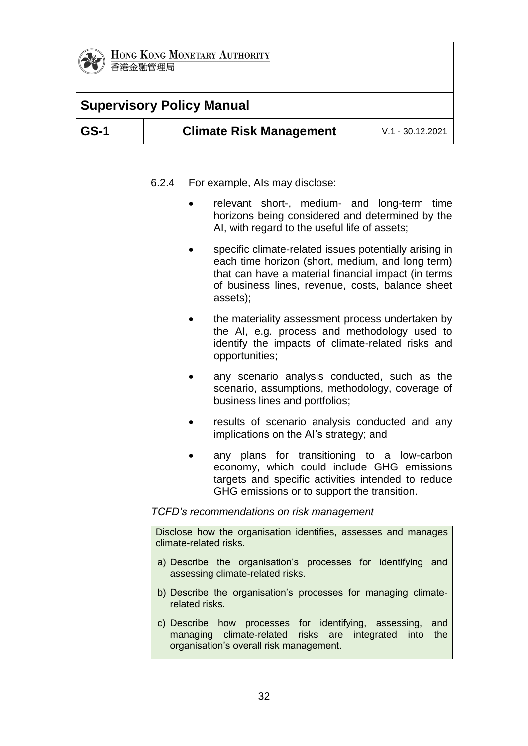6.2.4 For example, AIs may disclose:

- relevant short-, medium- and long-term time horizons being considered and determined by the AI, with regard to the useful life of assets;
- specific climate-related issues potentially arising in each time horizon (short, medium, and long term) that can have a material financial impact (in terms of business lines, revenue, costs, balance sheet assets);
- the materiality assessment process undertaken by the AI, e.g. process and methodology used to identify the impacts of climate-related risks and opportunities;
- any scenario analysis conducted, such as the scenario, assumptions, methodology, coverage of business lines and portfolios;
- results of scenario analysis conducted and any implications on the AI's strategy; and
- any plans for transitioning to a low-carbon economy, which could include GHG emissions targets and specific activities intended to reduce GHG emissions or to support the transition.

*TCFD's recommendations on risk management*

> Disclose how the organisation identifies, assesses and manages climate-related risks.
>
> a) Describe the organisation's processes for identifying and assessing climate-related risks.
>
> b) Describe the organisation's processes for managing climate-related risks.
>
> c) Describe how processes for identifying, assessing, and managing climate-related risks are integrated into the organisation's overall risk management.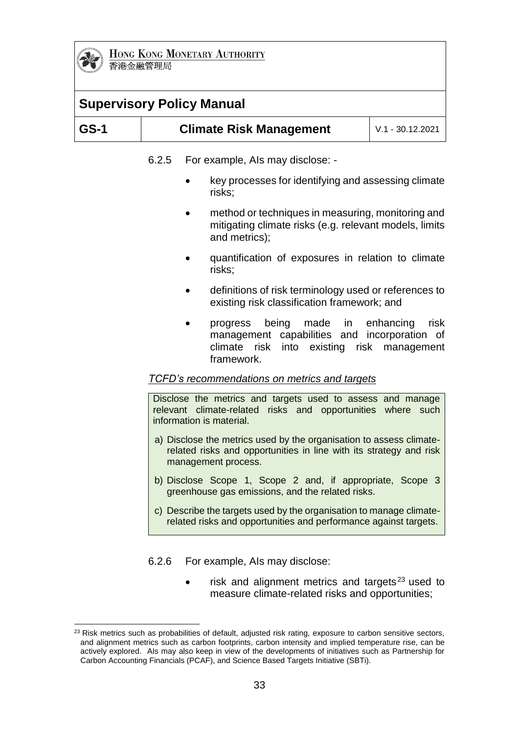6.2.5 For example, AIs may disclose: -

- key processes for identifying and assessing climate risks;
- method or techniques in measuring, monitoring and mitigating climate risks (e.g. relevant models, limits and metrics);
- quantification of exposures in relation to climate risks;
- definitions of risk terminology used or references to existing risk classification framework; and
- progress being made in enhancing risk management capabilities and incorporation of climate risk into existing risk management framework.

*TCFD's recommendations on metrics and targets*

> Disclose the metrics and targets used to assess and manage relevant climate-related risks and opportunities where such information is material.
>
> a) Disclose the metrics used by the organisation to assess climate-related risks and opportunities in line with its strategy and risk management process.
>
> b) Disclose Scope 1, Scope 2 and, if appropriate, Scope 3 greenhouse gas emissions, and the related risks.
>
> c) Describe the targets used by the organisation to manage climate-related risks and opportunities and performance against targets.

6.2.6 For example, AIs may disclose:

- risk and alignment metrics and targets[23] used to measure climate-related risks and opportunities;

[23] Risk metrics such as probabilities of default, adjusted risk rating, exposure to carbon sensitive sectors, and alignment metrics such as carbon footprints, carbon intensity and implied temperature rise, can be actively explored. AIs may also keep in view of the developments of initiatives such as Partnership for Carbon Accounting Financials (PCAF), and Science Based Targets Initiative (SBTi).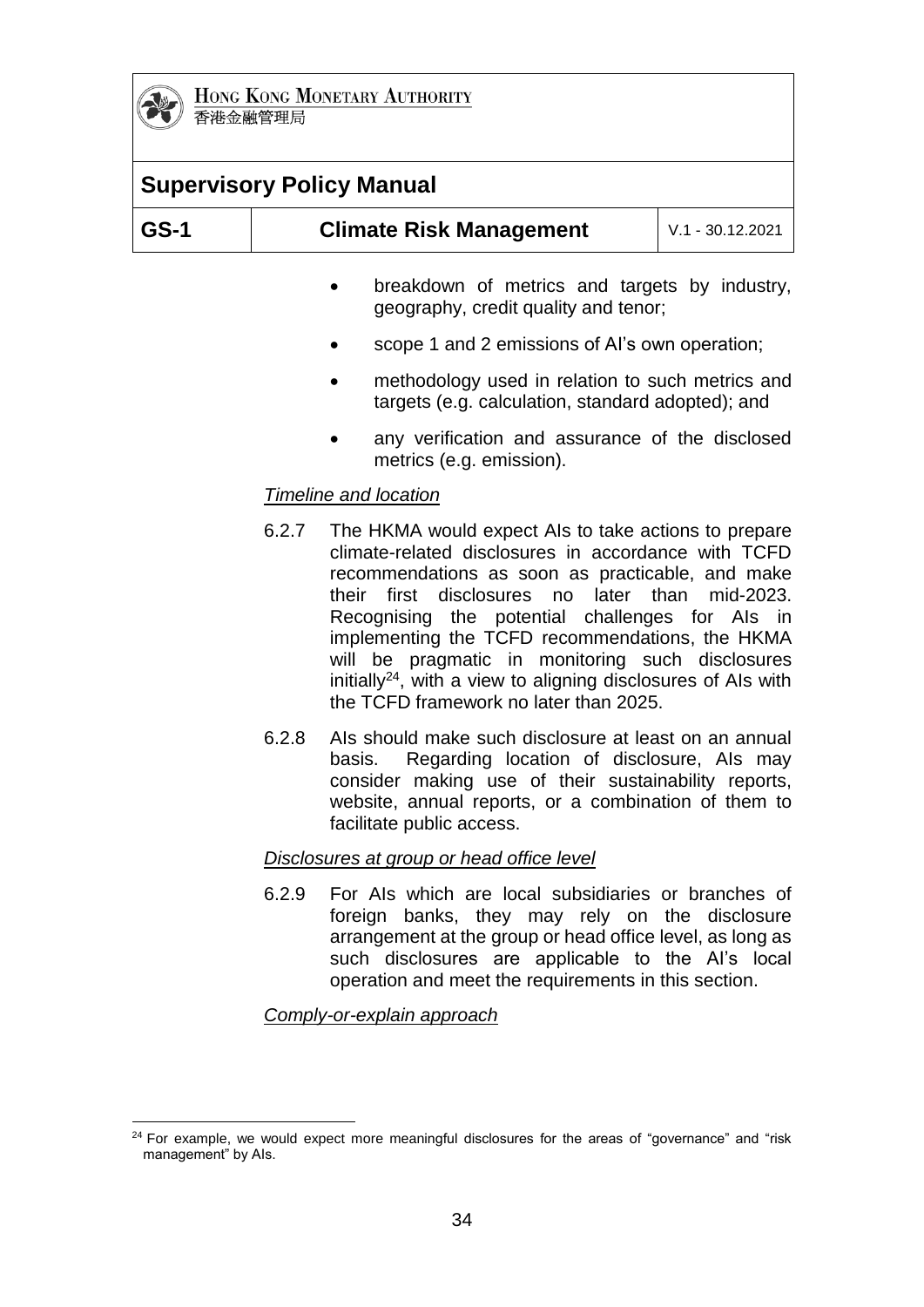- breakdown of metrics and targets by industry, geography, credit quality and tenor;
- scope 1 and 2 emissions of AI's own operation;
- methodology used in relation to such metrics and targets (e.g. calculation, standard adopted); and
- any verification and assurance of the disclosed metrics (e.g. emission).

*Timeline and location*

6.2.7 The HKMA would expect AIs to take actions to prepare climate-related disclosures in accordance with TCFD recommendations as soon as practicable, and make their first disclosures no later than mid-2023. Recognising the potential challenges for AIs in implementing the TCFD recommendations, the HKMA will be pragmatic in monitoring such disclosures initially[24], with a view to aligning disclosures of AIs with the TCFD framework no later than 2025.

6.2.8 AIs should make such disclosure at least on an annual basis. Regarding location of disclosure, AIs may consider making use of their sustainability reports, website, annual reports, or a combination of them to facilitate public access.

*Disclosures at group or head office level*

6.2.9 For AIs which are local subsidiaries or branches of foreign banks, they may rely on the disclosure arrangement at the group or head office level, as long as such disclosures are applicable to the AI's local operation and meet the requirements in this section.

*Comply-or-explain approach*

---

[24] For example, we would expect more meaningful disclosures for the areas of "governance" and "risk management" by AIs.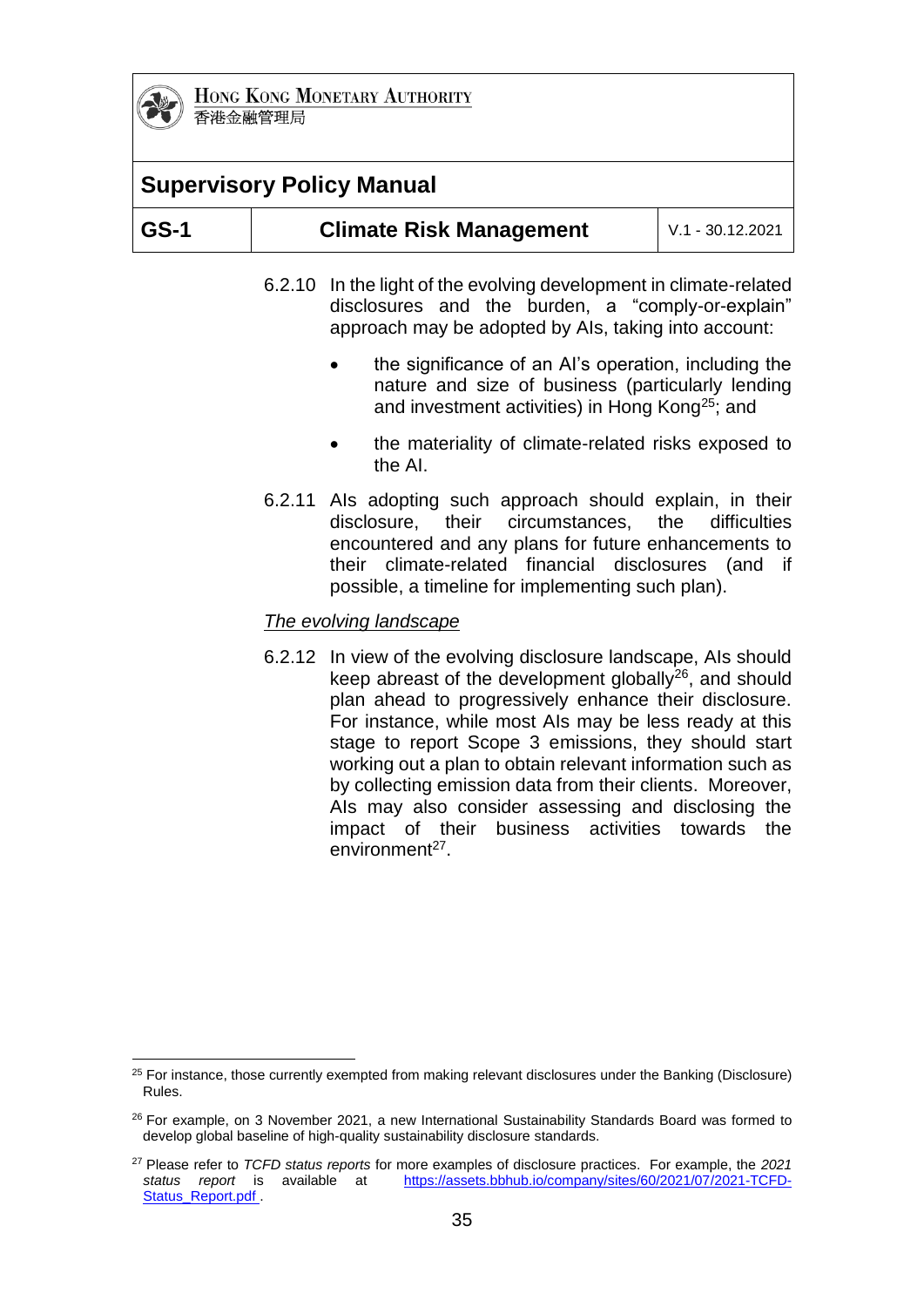6.2.10 In the light of the evolving development in climate-related disclosures and the burden, a "comply-or-explain" approach may be adopted by AIs, taking into account:

- the significance of an AI's operation, including the nature and size of business (particularly lending and investment activities) in Hong Kong[25]; and
- the materiality of climate-related risks exposed to the AI.

6.2.11 AIs adopting such approach should explain, in their disclosure, their circumstances, the difficulties encountered and any plans for future enhancements to their climate-related financial disclosures (and if possible, a timeline for implementing such plan).

*The evolving landscape*

6.2.12 In view of the evolving disclosure landscape, AIs should keep abreast of the development globally[26], and should plan ahead to progressively enhance their disclosure. For instance, while most AIs may be less ready at this stage to report Scope 3 emissions, they should start working out a plan to obtain relevant information such as by collecting emission data from their clients. Moreover, AIs may also consider assessing and disclosing the impact of their business activities towards the environment[27].

---

[25] For instance, those currently exempted from making relevant disclosures under the Banking (Disclosure) Rules.

[26] For example, on 3 November 2021, a new International Sustainability Standards Board was formed to develop global baseline of high-quality sustainability disclosure standards.

[27] Please refer to *TCFD status reports* for more examples of disclosure practices. For example, the *2021 status report* is available at https://assets.bbhub.io/company/sites/60/2021/07/2021-TCFD-Status_Report.pdf .